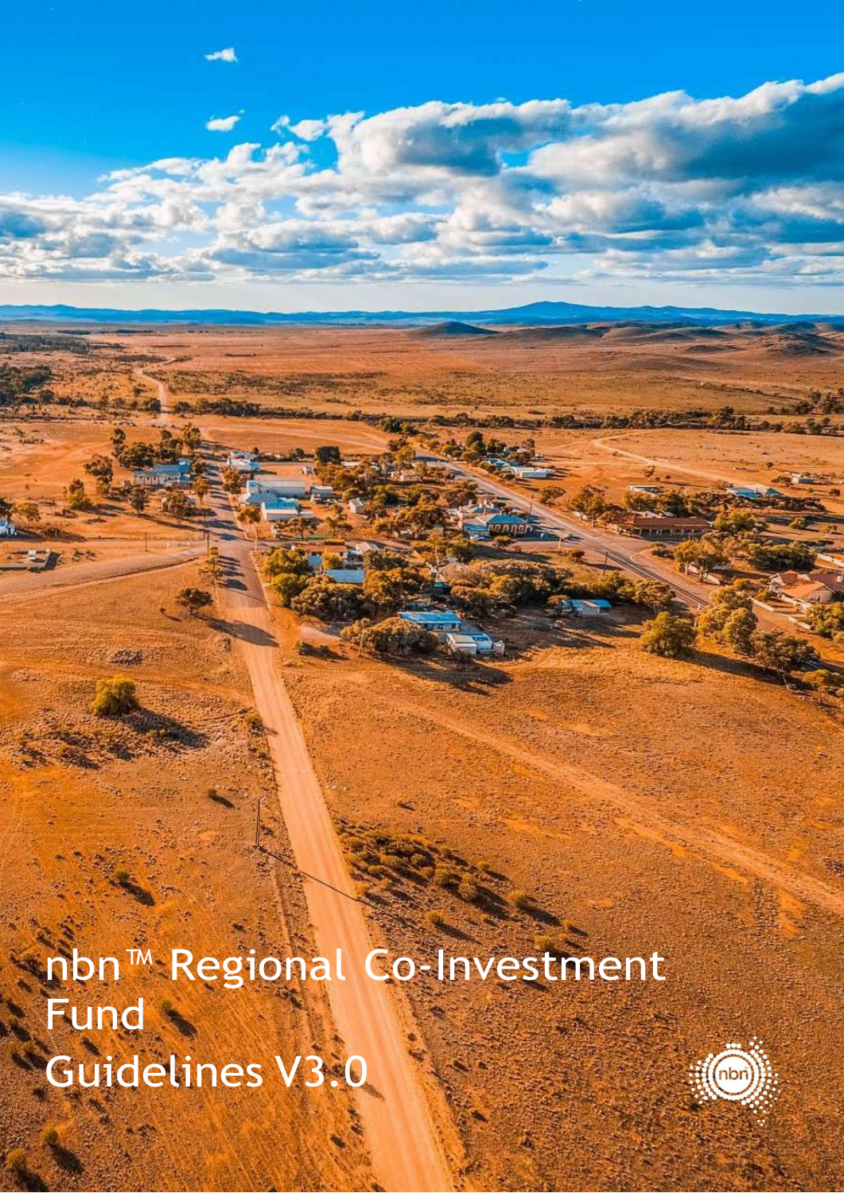# nbn™ Regional Co-Investment Fund

## Guidelines V3.0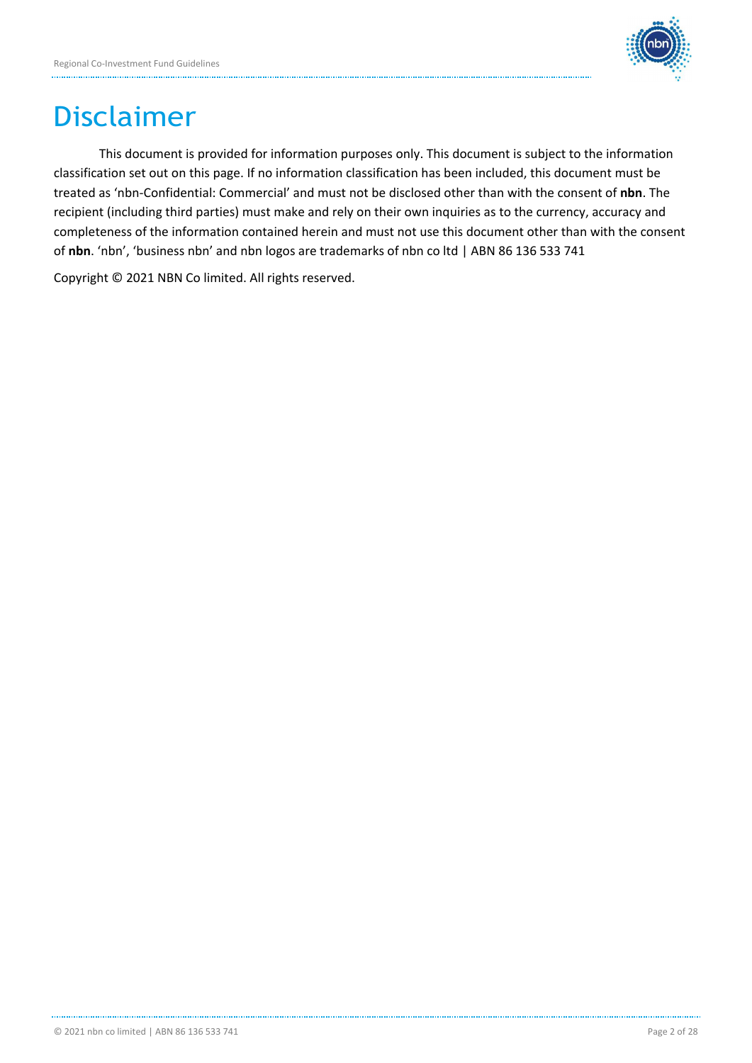# Disclaimer

This document is provided for information purposes only. This document is subject to the information classification set out on this page. If no information classification has been included, this document must be treated as 'nbn-Confidential: Commercial' and must not be disclosed other than with the consent of **nbn**. The recipient (including third parties) must make and rely on their own inquiries as to the currency, accuracy and completeness of the information contained herein and must not use this document other than with the consent of **nbn**. 'nbn', 'business nbn' and nbn logos are trademarks of nbn co ltd | ABN 86 136 533 741

Copyright © 2021 NBN Co limited. All rights reserved.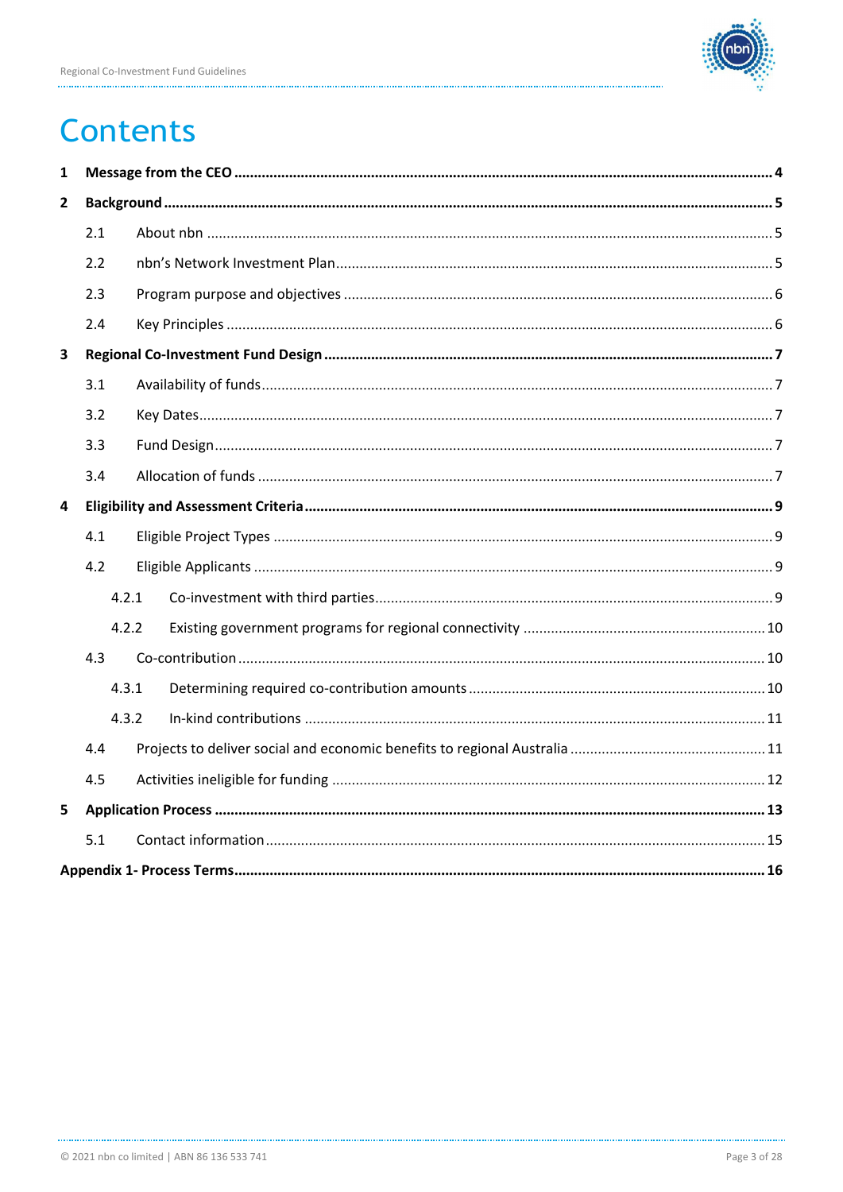# Contents

| | | |
|---|---|---|
| **1** | **Message from the CEO** | **4** |
| **2** | **Background** | **5** |
| 2.1 | About nbn | 5 |
| 2.2 | nbn's Network Investment Plan | 5 |
| 2.3 | Program purpose and objectives | 6 |
| 2.4 | Key Principles | 6 |
| **3** | **Regional Co-Investment Fund Design** | **7** |
| 3.1 | Availability of funds | 7 |
| 3.2 | Key Dates | 7 |
| 3.3 | Fund Design | 7 |
| 3.4 | Allocation of funds | 7 |
| **4** | **Eligibility and Assessment Criteria** | **9** |
| 4.1 | Eligible Project Types | 9 |
| 4.2 | Eligible Applicants | 9 |
| 4.2.1 | Co-investment with third parties | 9 |
| 4.2.2 | Existing government programs for regional connectivity | 10 |
| 4.3 | Co-contribution | 10 |
| 4.3.1 | Determining required co-contribution amounts | 10 |
| 4.3.2 | In-kind contributions | 11 |
| 4.4 | Projects to deliver social and economic benefits to regional Australia | 11 |
| 4.5 | Activities ineligible for funding | 12 |
| **5** | **Application Process** | **13** |
| 5.1 | Contact information | 15 |
| | **Appendix 1- Process Terms** | **16** |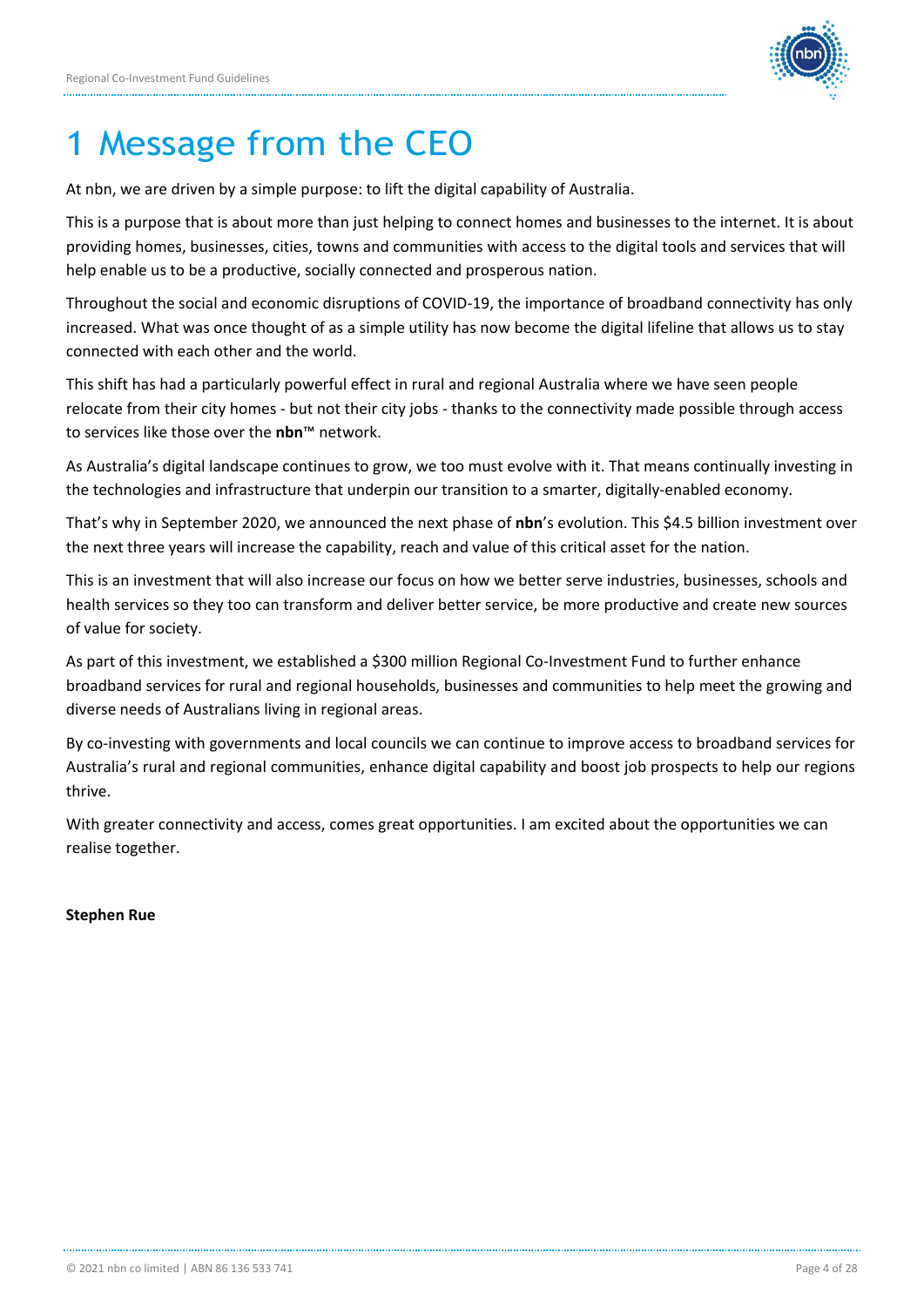# 1 Message from the CEO

At nbn, we are driven by a simple purpose: to lift the digital capability of Australia.

This is a purpose that is about more than just helping to connect homes and businesses to the internet. It is about providing homes, businesses, cities, towns and communities with access to the digital tools and services that will help enable us to be a productive, socially connected and prosperous nation.

Throughout the social and economic disruptions of COVID-19, the importance of broadband connectivity has only increased. What was once thought of as a simple utility has now become the digital lifeline that allows us to stay connected with each other and the world.

This shift has had a particularly powerful effect in rural and regional Australia where we have seen people relocate from their city homes - but not their city jobs - thanks to the connectivity made possible through access to services like those over the **nbn**™ network.

As Australia's digital landscape continues to grow, we too must evolve with it. That means continually investing in the technologies and infrastructure that underpin our transition to a smarter, digitally-enabled economy.

That's why in September 2020, we announced the next phase of **nbn**'s evolution. This $4.5 billion investment over the next three years will increase the capability, reach and value of this critical asset for the nation.

This is an investment that will also increase our focus on how we better serve industries, businesses, schools and health services so they too can transform and deliver better service, be more productive and create new sources of value for society.

As part of this investment, we established a $300 million Regional Co-Investment Fund to further enhance broadband services for rural and regional households, businesses and communities to help meet the growing and diverse needs of Australians living in regional areas.

By co-investing with governments and local councils we can continue to improve access to broadband services for Australia's rural and regional communities, enhance digital capability and boost job prospects to help our regions thrive.

With greater connectivity and access, comes great opportunities. I am excited about the opportunities we can realise together.

**Stephen Rue**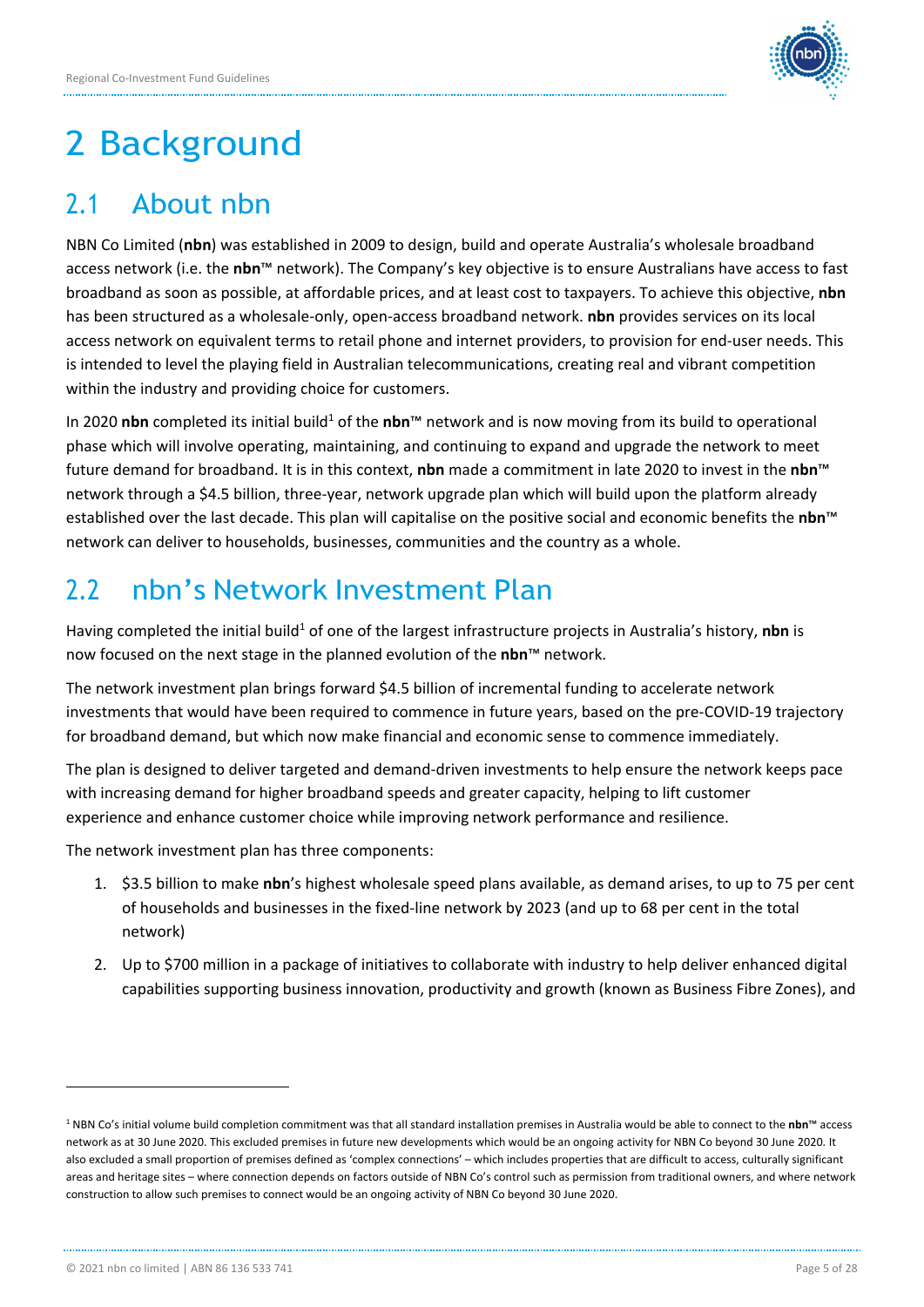# 2 Background

## 2.1 About nbn

NBN Co Limited (**nbn**) was established in 2009 to design, build and operate Australia's wholesale broadband access network (i.e. the **nbn**™ network). The Company's key objective is to ensure Australians have access to fast broadband as soon as possible, at affordable prices, and at least cost to taxpayers. To achieve this objective, **nbn** has been structured as a wholesale-only, open-access broadband network. **nbn** provides services on its local access network on equivalent terms to retail phone and internet providers, to provision for end-user needs. This is intended to level the playing field in Australian telecommunications, creating real and vibrant competition within the industry and providing choice for customers.

In 2020 **nbn** completed its initial build[1] of the **nbn**™ network and is now moving from its build to operational phase which will involve operating, maintaining, and continuing to expand and upgrade the network to meet future demand for broadband. It is in this context, **nbn** made a commitment in late 2020 to invest in the **nbn**™ network through a $4.5 billion, three-year, network upgrade plan which will build upon the platform already established over the last decade. This plan will capitalise on the positive social and economic benefits the **nbn**™ network can deliver to households, businesses, communities and the country as a whole.

## 2.2 nbn's Network Investment Plan

Having completed the initial build[1] of one of the largest infrastructure projects in Australia's history, **nbn** is now focused on the next stage in the planned evolution of the **nbn**™ network.

The network investment plan brings forward $4.5 billion of incremental funding to accelerate network investments that would have been required to commence in future years, based on the pre-COVID-19 trajectory for broadband demand, but which now make financial and economic sense to commence immediately.

The plan is designed to deliver targeted and demand-driven investments to help ensure the network keeps pace with increasing demand for higher broadband speeds and greater capacity, helping to lift customer experience and enhance customer choice while improving network performance and resilience.

The network investment plan has three components:

1. $3.5 billion to make **nbn**'s highest wholesale speed plans available, as demand arises, to up to 75 per cent of households and businesses in the fixed-line network by 2023 (and up to 68 per cent in the total network)
2. Up to $700 million in a package of initiatives to collaborate with industry to help deliver enhanced digital capabilities supporting business innovation, productivity and growth (known as Business Fibre Zones), and

---

[1] NBN Co's initial volume build completion commitment was that all standard installation premises in Australia would be able to connect to the **nbn**™ access network as at 30 June 2020. This excluded premises in future new developments which would be an ongoing activity for NBN Co beyond 30 June 2020. It also excluded a small proportion of premises defined as 'complex connections' – which includes properties that are difficult to access, culturally significant areas and heritage sites – where connection depends on factors outside of NBN Co's control such as permission from traditional owners, and where network construction to allow such premises to connect would be an ongoing activity of NBN Co beyond 30 June 2020.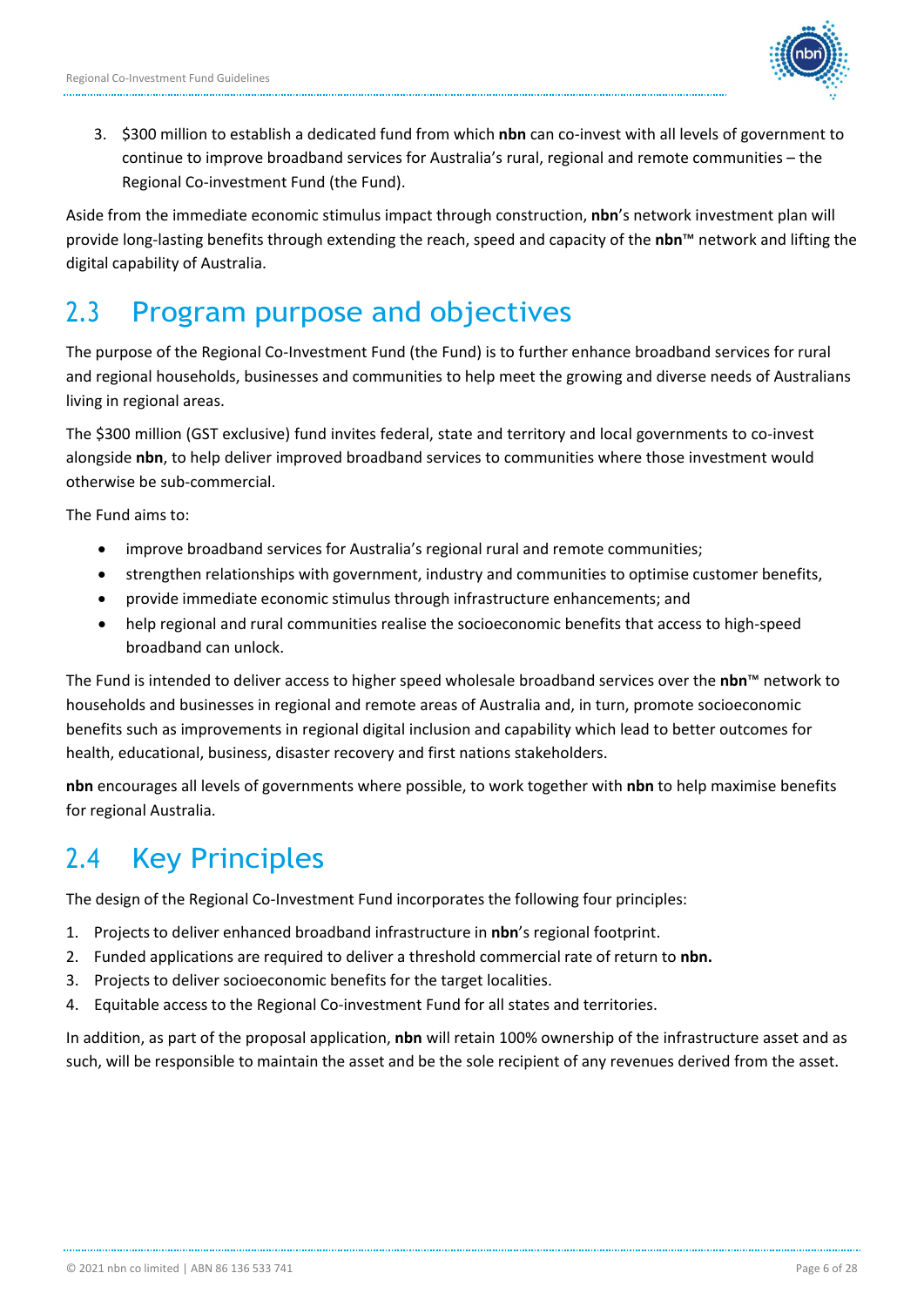3. $300 million to establish a dedicated fund from which **nbn** can co-invest with all levels of government to continue to improve broadband services for Australia's rural, regional and remote communities – the Regional Co-investment Fund (the Fund).

Aside from the immediate economic stimulus impact through construction, **nbn**'s network investment plan will provide long-lasting benefits through extending the reach, speed and capacity of the **nbn**™ network and lifting the digital capability of Australia.

## 2.3 Program purpose and objectives

The purpose of the Regional Co-Investment Fund (the Fund) is to further enhance broadband services for rural and regional households, businesses and communities to help meet the growing and diverse needs of Australians living in regional areas.

The $300 million (GST exclusive) fund invites federal, state and territory and local governments to co-invest alongside **nbn**, to help deliver improved broadband services to communities where those investment would otherwise be sub-commercial.

The Fund aims to:

- improve broadband services for Australia's regional rural and remote communities;
- strengthen relationships with government, industry and communities to optimise customer benefits,
- provide immediate economic stimulus through infrastructure enhancements; and
- help regional and rural communities realise the socioeconomic benefits that access to high-speed broadband can unlock.

The Fund is intended to deliver access to higher speed wholesale broadband services over the **nbn**™ network to households and businesses in regional and remote areas of Australia and, in turn, promote socioeconomic benefits such as improvements in regional digital inclusion and capability which lead to better outcomes for health, educational, business, disaster recovery and first nations stakeholders.

**nbn** encourages all levels of governments where possible, to work together with **nbn** to help maximise benefits for regional Australia.

## 2.4 Key Principles

The design of the Regional Co-Investment Fund incorporates the following four principles:

1. Projects to deliver enhanced broadband infrastructure in **nbn**'s regional footprint.
2. Funded applications are required to deliver a threshold commercial rate of return to **nbn.**
3. Projects to deliver socioeconomic benefits for the target localities.
4. Equitable access to the Regional Co-investment Fund for all states and territories.

In addition, as part of the proposal application, **nbn** will retain 100% ownership of the infrastructure asset and as such, will be responsible to maintain the asset and be the sole recipient of any revenues derived from the asset.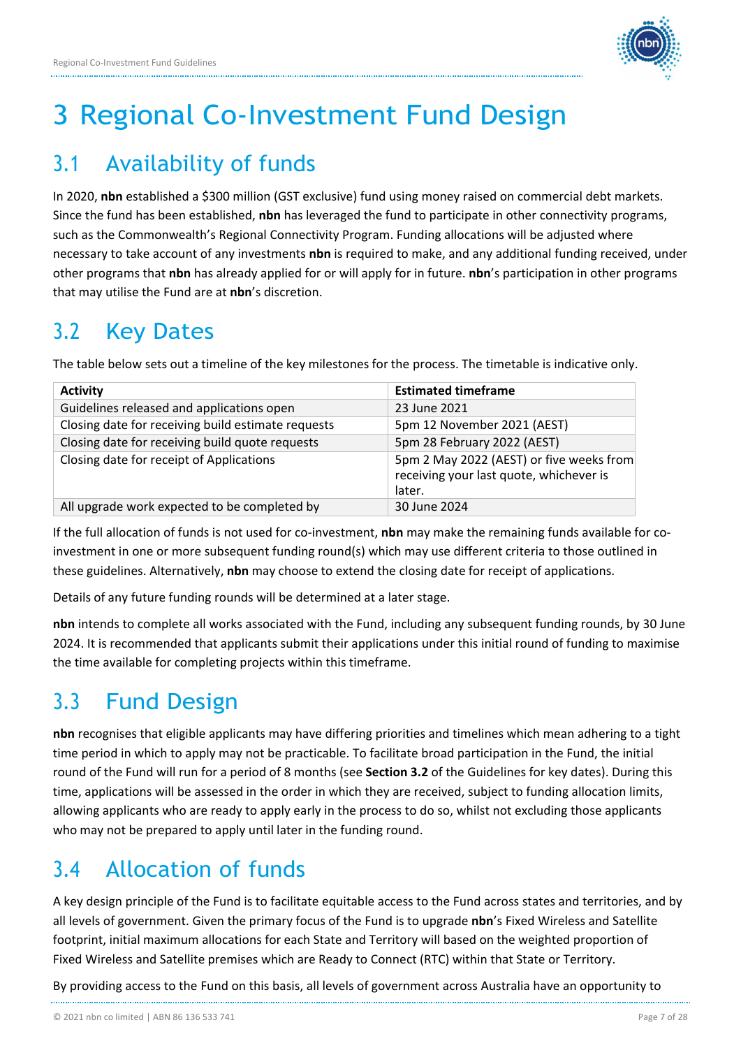# 3 Regional Co-Investment Fund Design

## 3.1 Availability of funds

In 2020, **nbn** established a $300 million (GST exclusive) fund using money raised on commercial debt markets. Since the fund has been established, **nbn** has leveraged the fund to participate in other connectivity programs, such as the Commonwealth's Regional Connectivity Program. Funding allocations will be adjusted where necessary to take account of any investments **nbn** is required to make, and any additional funding received, under other programs that **nbn** has already applied for or will apply for in future. **nbn**'s participation in other programs that may utilise the Fund are at **nbn**'s discretion.

## 3.2 Key Dates

The table below sets out a timeline of the key milestones for the process. The timetable is indicative only.

| Activity | Estimated timeframe |
|---|---|
| Guidelines released and applications open | 23 June 2021 |
| Closing date for receiving build estimate requests | 5pm 12 November 2021 (AEST) |
| Closing date for receiving build quote requests | 5pm 28 February 2022 (AEST) |
| Closing date for receipt of Applications | 5pm 2 May 2022 (AEST) or five weeks from receiving your last quote, whichever is later. |
| All upgrade work expected to be completed by | 30 June 2024 |

If the full allocation of funds is not used for co-investment, **nbn** may make the remaining funds available for co-investment in one or more subsequent funding round(s) which may use different criteria to those outlined in these guidelines. Alternatively, **nbn** may choose to extend the closing date for receipt of applications.

Details of any future funding rounds will be determined at a later stage.

**nbn** intends to complete all works associated with the Fund, including any subsequent funding rounds, by 30 June 2024. It is recommended that applicants submit their applications under this initial round of funding to maximise the time available for completing projects within this timeframe.

## 3.3 Fund Design

**nbn** recognises that eligible applicants may have differing priorities and timelines which mean adhering to a tight time period in which to apply may not be practicable. To facilitate broad participation in the Fund, the initial round of the Fund will run for a period of 8 months (see **Section 3.2** of the Guidelines for key dates). During this time, applications will be assessed in the order in which they are received, subject to funding allocation limits, allowing applicants who are ready to apply early in the process to do so, whilst not excluding those applicants who may not be prepared to apply until later in the funding round.

## 3.4 Allocation of funds

A key design principle of the Fund is to facilitate equitable access to the Fund across states and territories, and by all levels of government. Given the primary focus of the Fund is to upgrade **nbn**'s Fixed Wireless and Satellite footprint, initial maximum allocations for each State and Territory will based on the weighted proportion of Fixed Wireless and Satellite premises which are Ready to Connect (RTC) within that State or Territory.

By providing access to the Fund on this basis, all levels of government across Australia have an opportunity to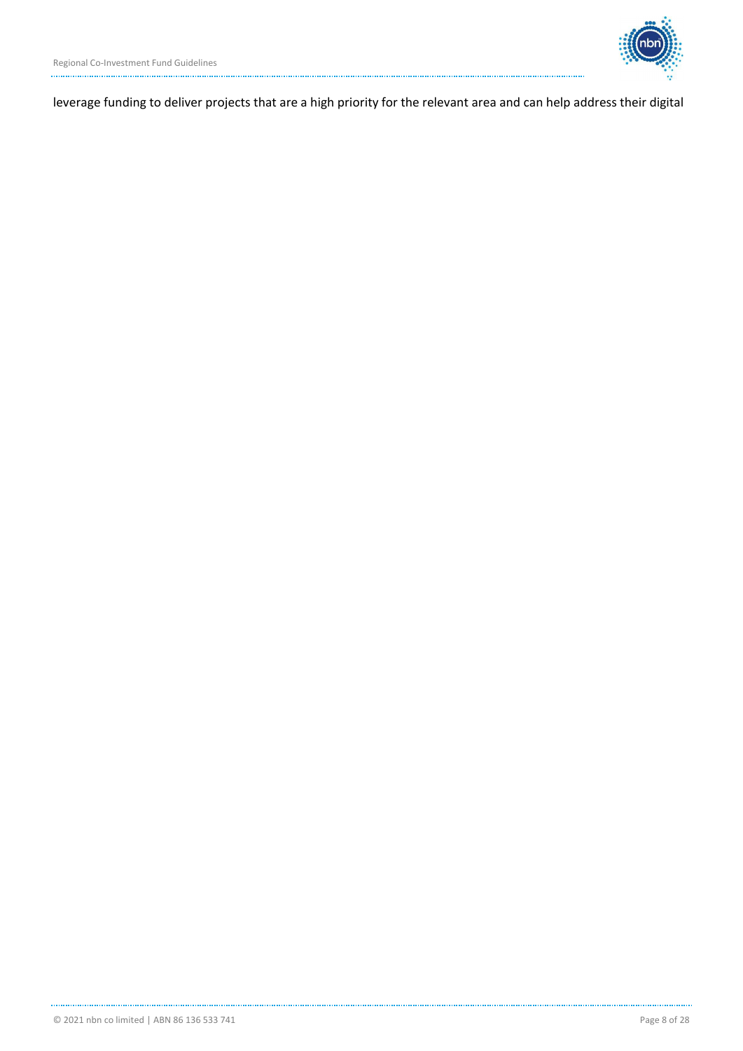leverage funding to deliver projects that are a high priority for the relevant area and can help address their digital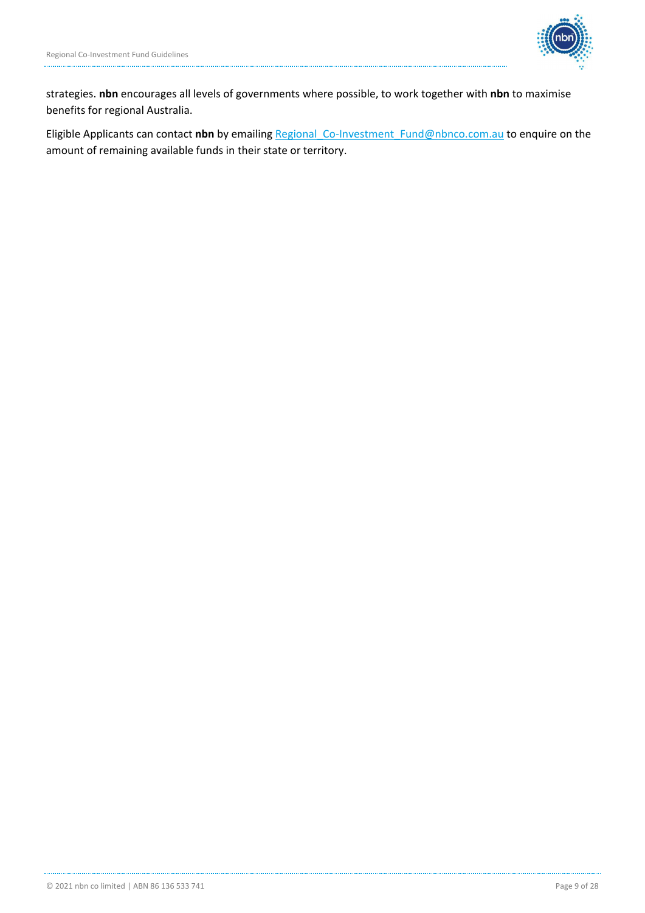strategies. **nbn** encourages all levels of governments where possible, to work together with **nbn** to maximise benefits for regional Australia.

Eligible Applicants can contact **nbn** by emailing Regional_Co-Investment_Fund@nbnco.com.au to enquire on the amount of remaining available funds in their state or territory.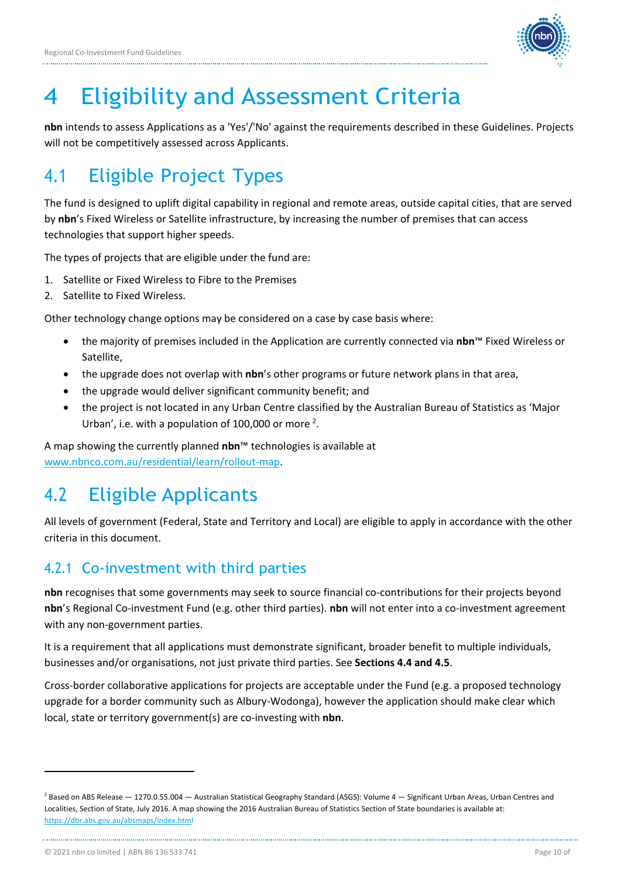# 4 Eligibility and Assessment Criteria

**nbn** intends to assess Applications as a 'Yes'/'No' against the requirements described in these Guidelines. Projects will not be competitively assessed across Applicants.

## 4.1 Eligible Project Types

The fund is designed to uplift digital capability in regional and remote areas, outside capital cities, that are served by **nbn**'s Fixed Wireless or Satellite infrastructure, by increasing the number of premises that can access technologies that support higher speeds.

The types of projects that are eligible under the fund are:

1. Satellite or Fixed Wireless to Fibre to the Premises
2. Satellite to Fixed Wireless.

Other technology change options may be considered on a case by case basis where:

- the majority of premises included in the Application are currently connected via **nbn**™ Fixed Wireless or Satellite,
- the upgrade does not overlap with **nbn**'s other programs or future network plans in that area,
- the upgrade would deliver significant community benefit; and
- the project is not located in any Urban Centre classified by the Australian Bureau of Statistics as 'Major Urban', i.e. with a population of 100,000 or more [2].

A map showing the currently planned **nbn**™ technologies is available at [www.nbnco.com.au/residential/learn/rollout-map](www.nbnco.com.au/residential/learn/rollout-map).

## 4.2 Eligible Applicants

All levels of government (Federal, State and Territory and Local) are eligible to apply in accordance with the other criteria in this document.

### 4.2.1 Co-investment with third parties

**nbn** recognises that some governments may seek to source financial co-contributions for their projects beyond **nbn**'s Regional Co-investment Fund (e.g. other third parties). **nbn** will not enter into a co-investment agreement with any non-government parties.

It is a requirement that all applications must demonstrate significant, broader benefit to multiple individuals, businesses and/or organisations, not just private third parties. See **Sections 4.4 and 4.5**.

Cross-border collaborative applications for projects are acceptable under the Fund (e.g. a proposed technology upgrade for a border community such as Albury-Wodonga), however the application should make clear which local, state or territory government(s) are co-investing with **nbn**.

---

[2] Based on ABS Release — 1270.0.55.004 — Australian Statistical Geography Standard (ASGS): Volume 4 — Significant Urban Areas, Urban Centres and Localities, Section of State, July 2016. A map showing the 2016 Australian Bureau of Statistics Section of State boundaries is available at: [https://dbr.abs.gov.au/absmaps/index.html](https://dbr.abs.gov.au/absmaps/index.html)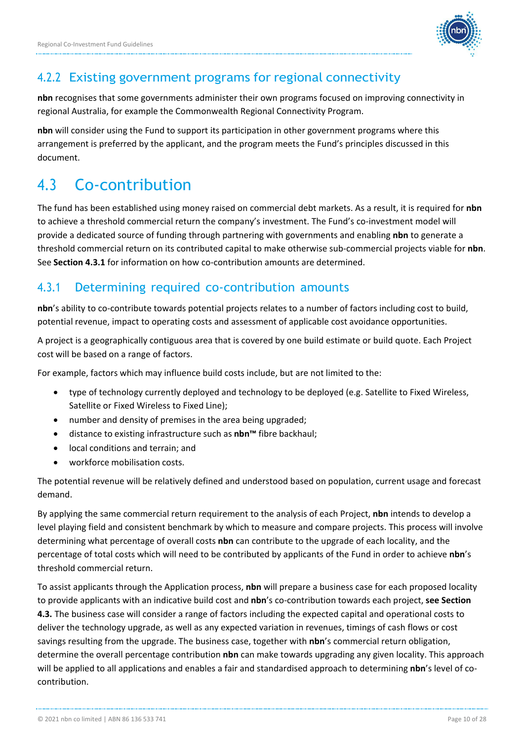### 4.2.2 Existing government programs for regional connectivity

**nbn** recognises that some governments administer their own programs focused on improving connectivity in regional Australia, for example the Commonwealth Regional Connectivity Program.

**nbn** will consider using the Fund to support its participation in other government programs where this arrangement is preferred by the applicant, and the program meets the Fund's principles discussed in this document.

## 4.3 Co-contribution

The fund has been established using money raised on commercial debt markets. As a result, it is required for **nbn** to achieve a threshold commercial return the company's investment. The Fund's co-investment model will provide a dedicated source of funding through partnering with governments and enabling **nbn** to generate a threshold commercial return on its contributed capital to make otherwise sub-commercial projects viable for **nbn**. See **Section 4.3.1** for information on how co-contribution amounts are determined.

### 4.3.1 Determining required co-contribution amounts

**nbn**'s ability to co-contribute towards potential projects relates to a number of factors including cost to build, potential revenue, impact to operating costs and assessment of applicable cost avoidance opportunities.

A project is a geographically contiguous area that is covered by one build estimate or build quote. Each Project cost will be based on a range of factors.

For example, factors which may influence build costs include, but are not limited to the:

- type of technology currently deployed and technology to be deployed (e.g. Satellite to Fixed Wireless, Satellite or Fixed Wireless to Fixed Line);
- number and density of premises in the area being upgraded;
- distance to existing infrastructure such as **nbn™** fibre backhaul;
- local conditions and terrain; and
- workforce mobilisation costs.

The potential revenue will be relatively defined and understood based on population, current usage and forecast demand.

By applying the same commercial return requirement to the analysis of each Project, **nbn** intends to develop a level playing field and consistent benchmark by which to measure and compare projects. This process will involve determining what percentage of overall costs **nbn** can contribute to the upgrade of each locality, and the percentage of total costs which will need to be contributed by applicants of the Fund in order to achieve **nbn**'s threshold commercial return.

To assist applicants through the Application process, **nbn** will prepare a business case for each proposed locality to provide applicants with an indicative build cost and **nbn**'s co-contribution towards each project, **see Section 4.3.** The business case will consider a range of factors including the expected capital and operational costs to deliver the technology upgrade, as well as any expected variation in revenues, timings of cash flows or cost savings resulting from the upgrade. The business case, together with **nbn**'s commercial return obligation, determine the overall percentage contribution **nbn** can make towards upgrading any given locality. This approach will be applied to all applications and enables a fair and standardised approach to determining **nbn**'s level of co-contribution.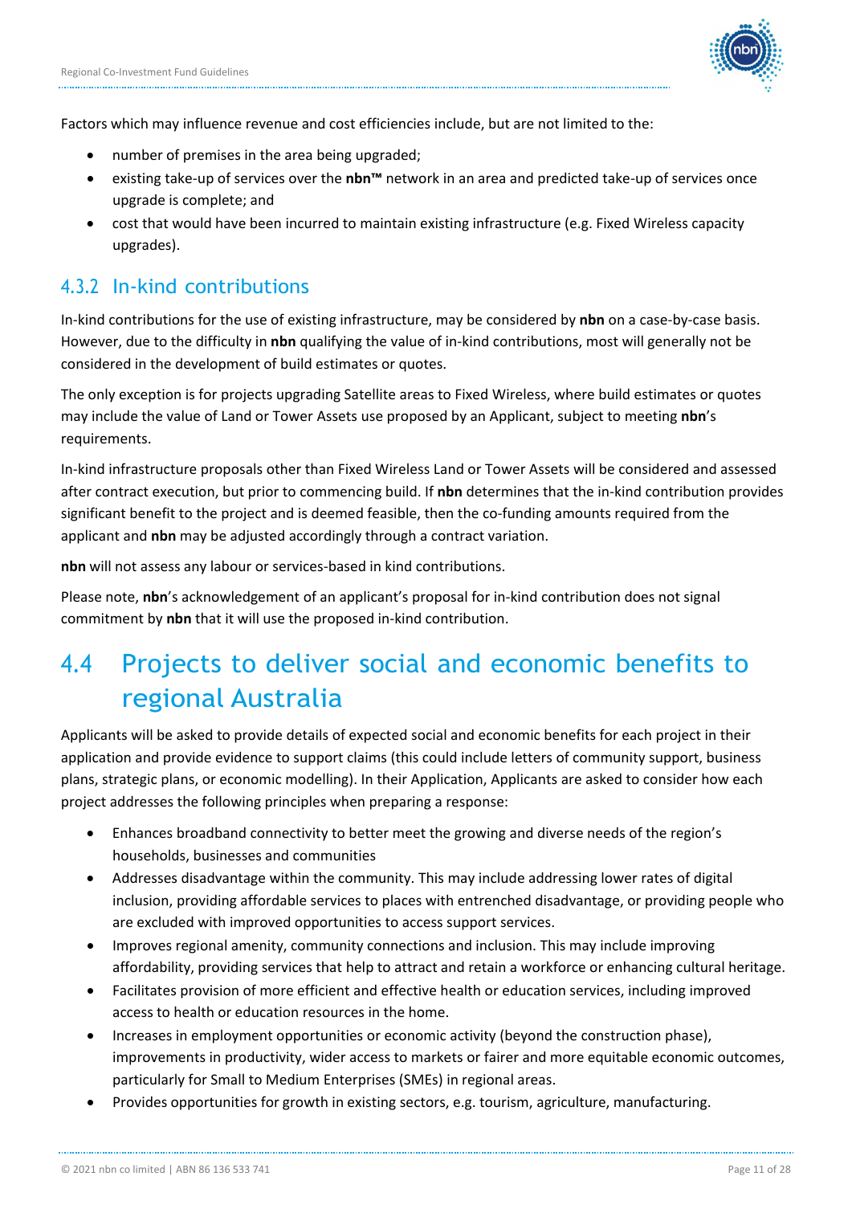Factors which may influence revenue and cost efficiencies include, but are not limited to the:

- number of premises in the area being upgraded;
- existing take-up of services over the **nbn™** network in an area and predicted take-up of services once upgrade is complete; and
- cost that would have been incurred to maintain existing infrastructure (e.g. Fixed Wireless capacity upgrades).

### 4.3.2 In-kind contributions

In-kind contributions for the use of existing infrastructure, may be considered by **nbn** on a case-by-case basis. However, due to the difficulty in **nbn** qualifying the value of in-kind contributions, most will generally not be considered in the development of build estimates or quotes.

The only exception is for projects upgrading Satellite areas to Fixed Wireless, where build estimates or quotes may include the value of Land or Tower Assets use proposed by an Applicant, subject to meeting **nbn**'s requirements.

In-kind infrastructure proposals other than Fixed Wireless Land or Tower Assets will be considered and assessed after contract execution, but prior to commencing build. If **nbn** determines that the in-kind contribution provides significant benefit to the project and is deemed feasible, then the co-funding amounts required from the applicant and **nbn** may be adjusted accordingly through a contract variation.

**nbn** will not assess any labour or services-based in kind contributions.

Please note, **nbn**'s acknowledgement of an applicant's proposal for in-kind contribution does not signal commitment by **nbn** that it will use the proposed in-kind contribution.

## 4.4 Projects to deliver social and economic benefits to regional Australia

Applicants will be asked to provide details of expected social and economic benefits for each project in their application and provide evidence to support claims (this could include letters of community support, business plans, strategic plans, or economic modelling). In their Application, Applicants are asked to consider how each project addresses the following principles when preparing a response:

- Enhances broadband connectivity to better meet the growing and diverse needs of the region's households, businesses and communities
- Addresses disadvantage within the community. This may include addressing lower rates of digital inclusion, providing affordable services to places with entrenched disadvantage, or providing people who are excluded with improved opportunities to access support services.
- Improves regional amenity, community connections and inclusion. This may include improving affordability, providing services that help to attract and retain a workforce or enhancing cultural heritage.
- Facilitates provision of more efficient and effective health or education services, including improved access to health or education resources in the home.
- Increases in employment opportunities or economic activity (beyond the construction phase), improvements in productivity, wider access to markets or fairer and more equitable economic outcomes, particularly for Small to Medium Enterprises (SMEs) in regional areas.
- Provides opportunities for growth in existing sectors, e.g. tourism, agriculture, manufacturing.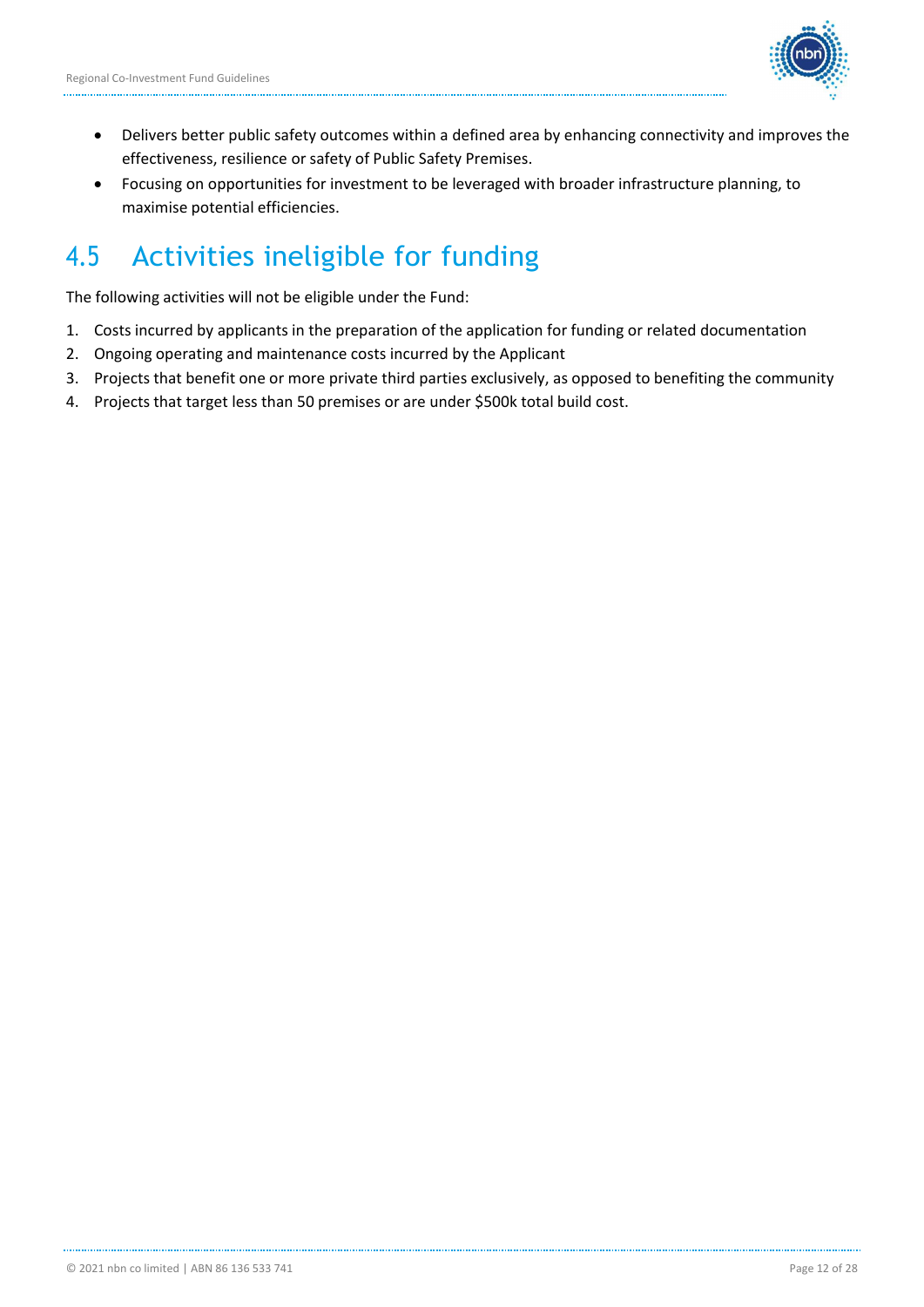- Delivers better public safety outcomes within a defined area by enhancing connectivity and improves the effectiveness, resilience or safety of Public Safety Premises.
- Focusing on opportunities for investment to be leveraged with broader infrastructure planning, to maximise potential efficiencies.

## 4.5 Activities ineligible for funding

The following activities will not be eligible under the Fund:

1. Costs incurred by applicants in the preparation of the application for funding or related documentation
2. Ongoing operating and maintenance costs incurred by the Applicant
3. Projects that benefit one or more private third parties exclusively, as opposed to benefiting the community
4. Projects that target less than 50 premises or are under $500k total build cost.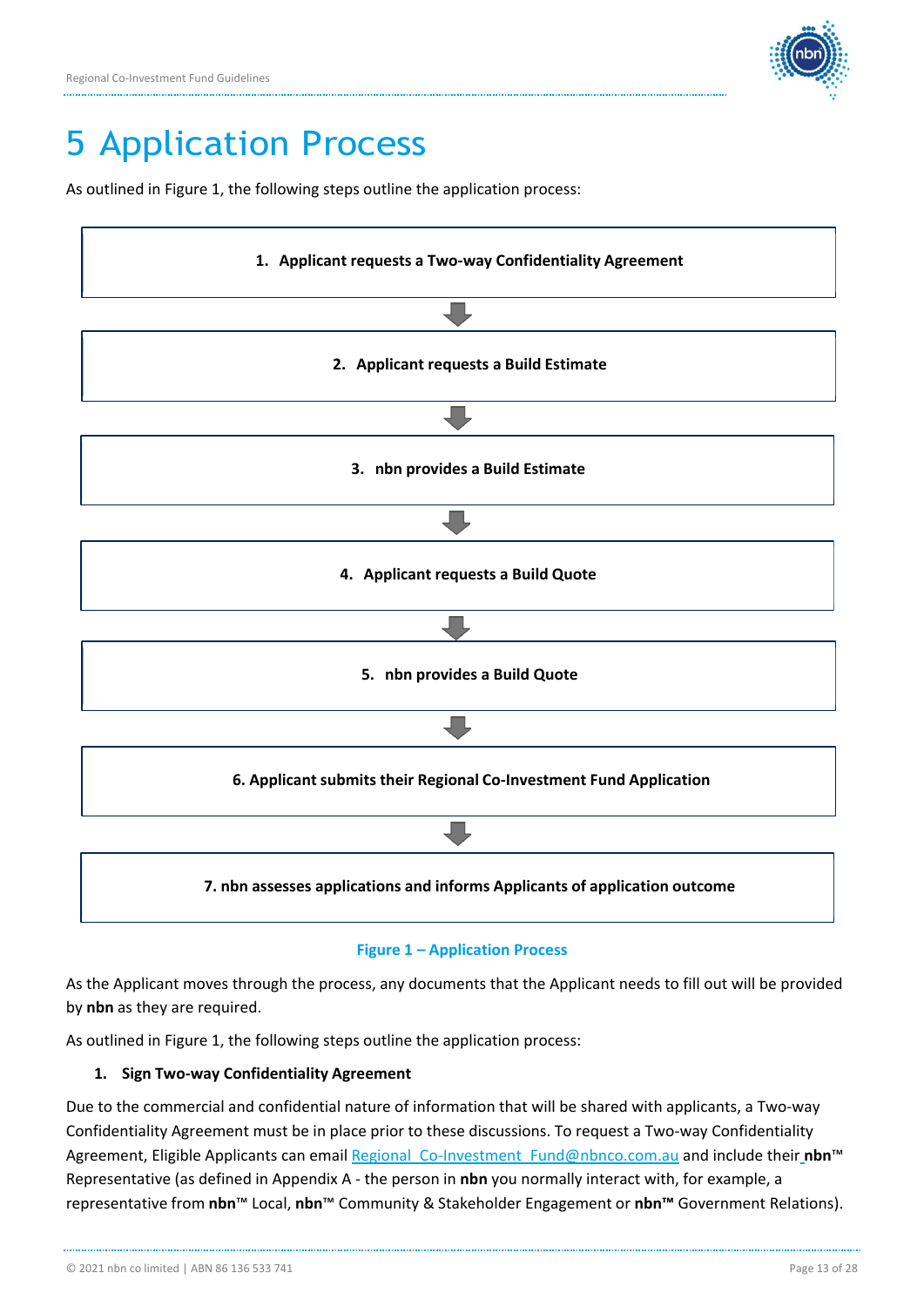# 5 Application Process

As outlined in Figure 1, the following steps outline the application process:

1. **Applicant requests a Two-way Confidentiality Agreement**
2. **Applicant requests a Build Estimate**
3. **nbn provides a Build Estimate**
4. **Applicant requests a Build Quote**
5. **nbn provides a Build Quote**
6. **Applicant submits their Regional Co-Investment Fund Application**
7. **nbn assesses applications and informs Applicants of application outcome**

**Figure 1 – Application Process**

As the Applicant moves through the process, any documents that the Applicant needs to fill out will be provided by **nbn** as they are required.

As outlined in Figure 1, the following steps outline the application process:

1. **Sign Two-way Confidentiality Agreement**

Due to the commercial and confidential nature of information that will be shared with applicants, a Two-way Confidentiality Agreement must be in place prior to these discussions. To request a Two-way Confidentiality Agreement, Eligible Applicants can email Regional_Co-Investment_Fund@nbnco.com.au and include their **nbn**™ Representative (as defined in Appendix A - the person in **nbn** you normally interact with, for example, a representative from **nbn**™ Local, **nbn**™ Community & Stakeholder Engagement or **nbn™** Government Relations).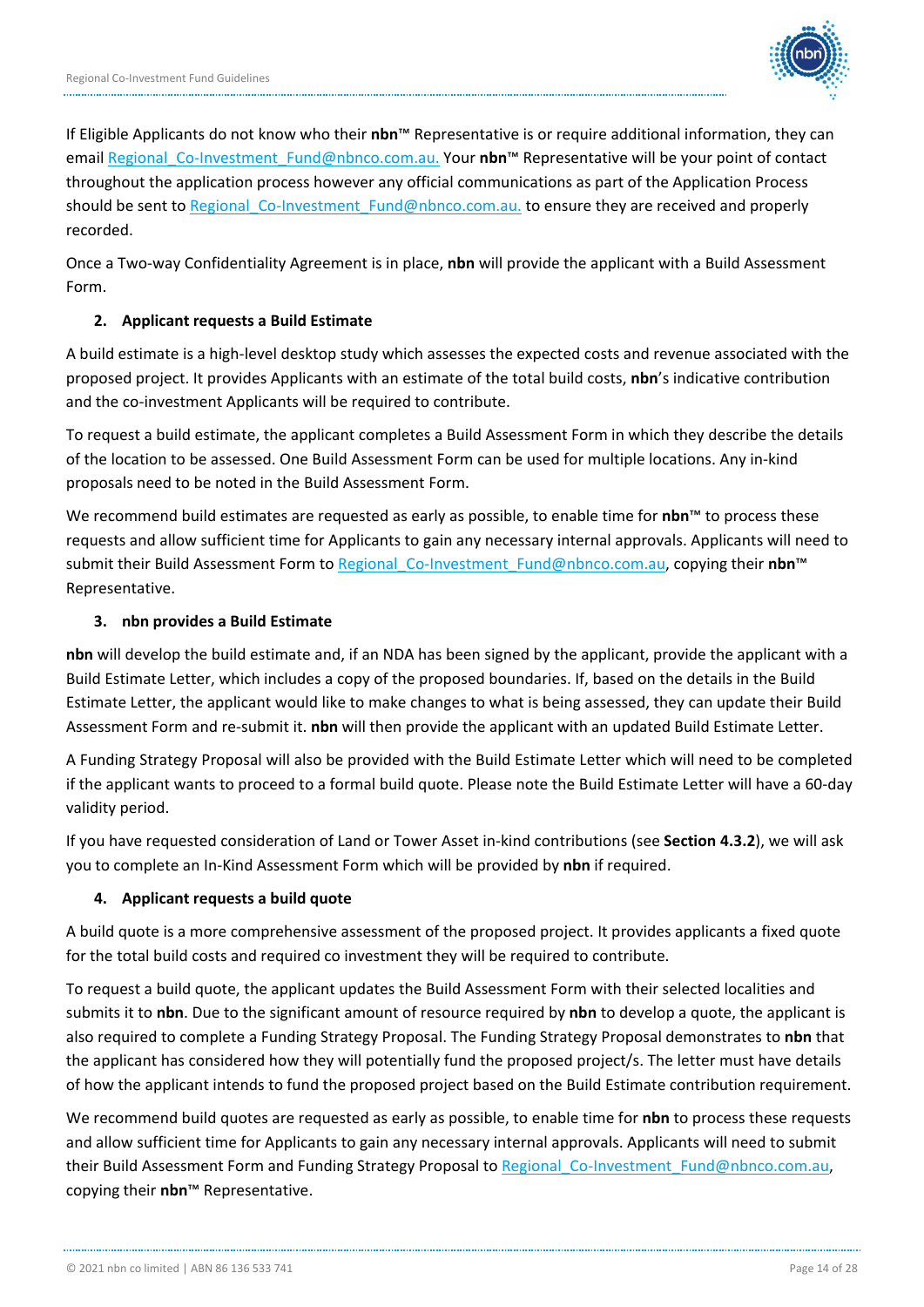If Eligible Applicants do not know who their **nbn**™ Representative is or require additional information, they can email Regional_Co-Investment_Fund@nbnco.com.au. Your **nbn**™ Representative will be your point of contact throughout the application process however any official communications as part of the Application Process should be sent to Regional_Co-Investment_Fund@nbnco.com.au. to ensure they are received and properly recorded.

Once a Two-way Confidentiality Agreement is in place, **nbn** will provide the applicant with a Build Assessment Form.

2. **Applicant requests a Build Estimate**

A build estimate is a high-level desktop study which assesses the expected costs and revenue associated with the proposed project. It provides Applicants with an estimate of the total build costs, **nbn**'s indicative contribution and the co-investment Applicants will be required to contribute.

To request a build estimate, the applicant completes a Build Assessment Form in which they describe the details of the location to be assessed. One Build Assessment Form can be used for multiple locations. Any in-kind proposals need to be noted in the Build Assessment Form.

We recommend build estimates are requested as early as possible, to enable time for **nbn**™ to process these requests and allow sufficient time for Applicants to gain any necessary internal approvals. Applicants will need to submit their Build Assessment Form to Regional_Co-Investment_Fund@nbnco.com.au, copying their **nbn**™ Representative.

3. **nbn provides a Build Estimate**

**nbn** will develop the build estimate and, if an NDA has been signed by the applicant, provide the applicant with a Build Estimate Letter, which includes a copy of the proposed boundaries. If, based on the details in the Build Estimate Letter, the applicant would like to make changes to what is being assessed, they can update their Build Assessment Form and re-submit it. **nbn** will then provide the applicant with an updated Build Estimate Letter.

A Funding Strategy Proposal will also be provided with the Build Estimate Letter which will need to be completed if the applicant wants to proceed to a formal build quote. Please note the Build Estimate Letter will have a 60-day validity period.

If you have requested consideration of Land or Tower Asset in-kind contributions (see **Section 4.3.2**), we will ask you to complete an In-Kind Assessment Form which will be provided by **nbn** if required.

4. **Applicant requests a build quote**

A build quote is a more comprehensive assessment of the proposed project. It provides applicants a fixed quote for the total build costs and required co investment they will be required to contribute.

To request a build quote, the applicant updates the Build Assessment Form with their selected localities and submits it to **nbn**. Due to the significant amount of resource required by **nbn** to develop a quote, the applicant is also required to complete a Funding Strategy Proposal. The Funding Strategy Proposal demonstrates to **nbn** that the applicant has considered how they will potentially fund the proposed project/s. The letter must have details of how the applicant intends to fund the proposed project based on the Build Estimate contribution requirement.

We recommend build quotes are requested as early as possible, to enable time for **nbn** to process these requests and allow sufficient time for Applicants to gain any necessary internal approvals. Applicants will need to submit their Build Assessment Form and Funding Strategy Proposal to Regional_Co-Investment_Fund@nbnco.com.au, copying their **nbn**™ Representative.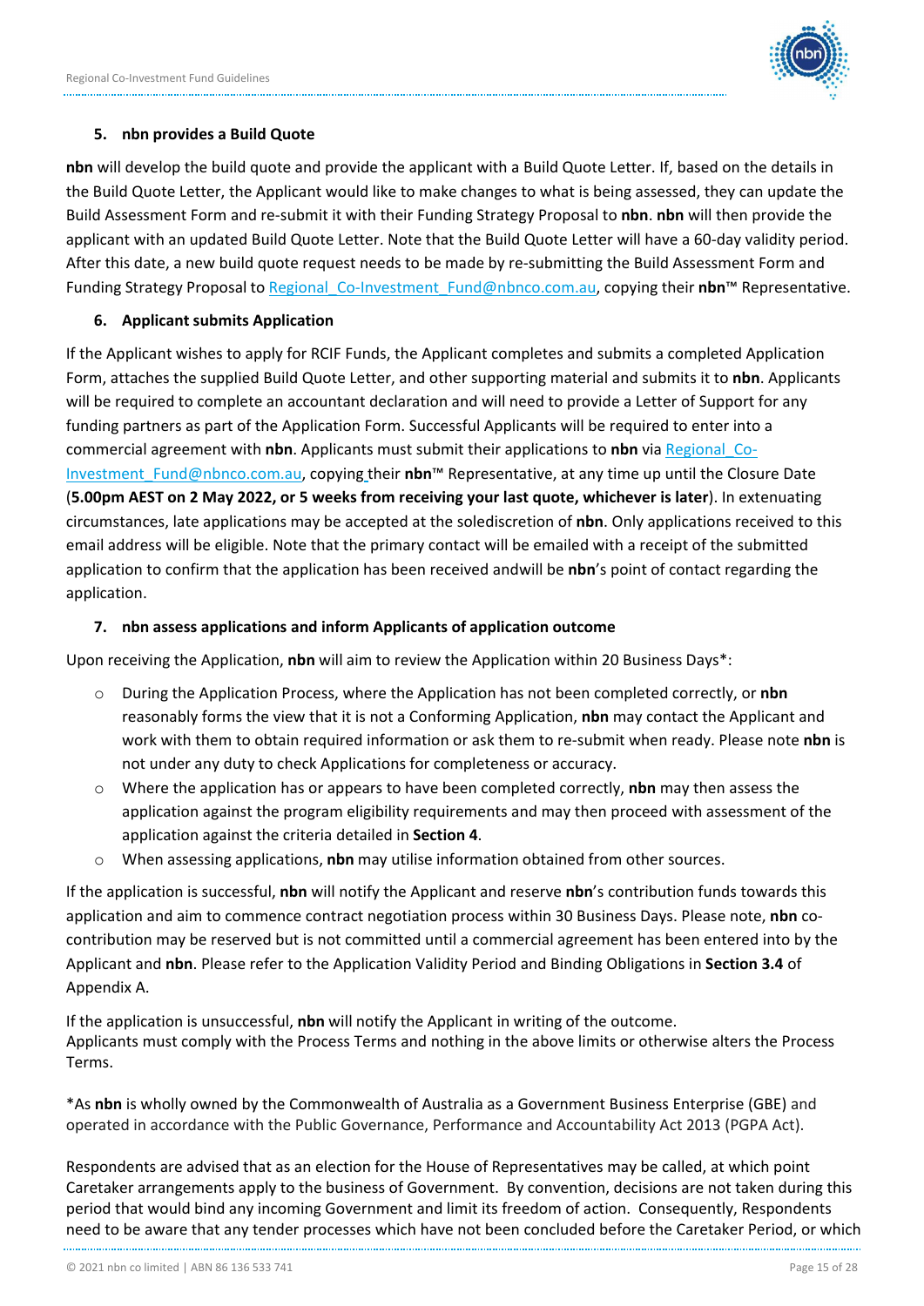5. **nbn provides a Build Quote**

**nbn** will develop the build quote and provide the applicant with a Build Quote Letter. If, based on the details in the Build Quote Letter, the Applicant would like to make changes to what is being assessed, they can update the Build Assessment Form and re-submit it with their Funding Strategy Proposal to **nbn**. **nbn** will then provide the applicant with an updated Build Quote Letter. Note that the Build Quote Letter will have a 60-day validity period. After this date, a new build quote request needs to be made by re-submitting the Build Assessment Form and Funding Strategy Proposal to Regional_Co-Investment_Fund@nbnco.com.au, copying their **nbn**™ Representative.

6. **Applicant submits Application**

If the Applicant wishes to apply for RCIF Funds, the Applicant completes and submits a completed Application Form, attaches the supplied Build Quote Letter, and other supporting material and submits it to **nbn**. Applicants will be required to complete an accountant declaration and will need to provide a Letter of Support for any funding partners as part of the Application Form. Successful Applicants will be required to enter into a commercial agreement with **nbn**. Applicants must submit their applications to **nbn** via Regional_Co-Investment_Fund@nbnco.com.au, copying their **nbn**™ Representative, at any time up until the Closure Date (**5.00pm AEST on 2 May 2022, or 5 weeks from receiving your last quote, whichever is later**). In extenuating circumstances, late applications may be accepted at the solediscretion of **nbn**. Only applications received to this email address will be eligible. Note that the primary contact will be emailed with a receipt of the submitted application to confirm that the application has been received andwill be **nbn**'s point of contact regarding the application.

7. **nbn assess applications and inform Applicants of application outcome**

Upon receiving the Application, **nbn** will aim to review the Application within 20 Business Days*:

- During the Application Process, where the Application has not been completed correctly, or **nbn** reasonably forms the view that it is not a Conforming Application, **nbn** may contact the Applicant and work with them to obtain required information or ask them to re-submit when ready. Please note **nbn** is not under any duty to check Applications for completeness or accuracy.
- Where the application has or appears to have been completed correctly, **nbn** may then assess the application against the program eligibility requirements and may then proceed with assessment of the application against the criteria detailed in **Section 4**.
- When assessing applications, **nbn** may utilise information obtained from other sources.

If the application is successful, **nbn** will notify the Applicant and reserve **nbn**'s contribution funds towards this application and aim to commence contract negotiation process within 30 Business Days. Please note, **nbn** co-contribution may be reserved but is not committed until a commercial agreement has been entered into by the Applicant and **nbn**. Please refer to the Application Validity Period and Binding Obligations in **Section 3.4** of Appendix A.

If the application is unsuccessful, **nbn** will notify the Applicant in writing of the outcome.
Applicants must comply with the Process Terms and nothing in the above limits or otherwise alters the Process Terms.

*As **nbn** is wholly owned by the Commonwealth of Australia as a Government Business Enterprise (GBE) and operated in accordance with the Public Governance, Performance and Accountability Act 2013 (PGPA Act).

Respondents are advised that as an election for the House of Representatives may be called, at which point Caretaker arrangements apply to the business of Government. By convention, decisions are not taken during this period that would bind any incoming Government and limit its freedom of action. Consequently, Respondents need to be aware that any tender processes which have not been concluded before the Caretaker Period, or which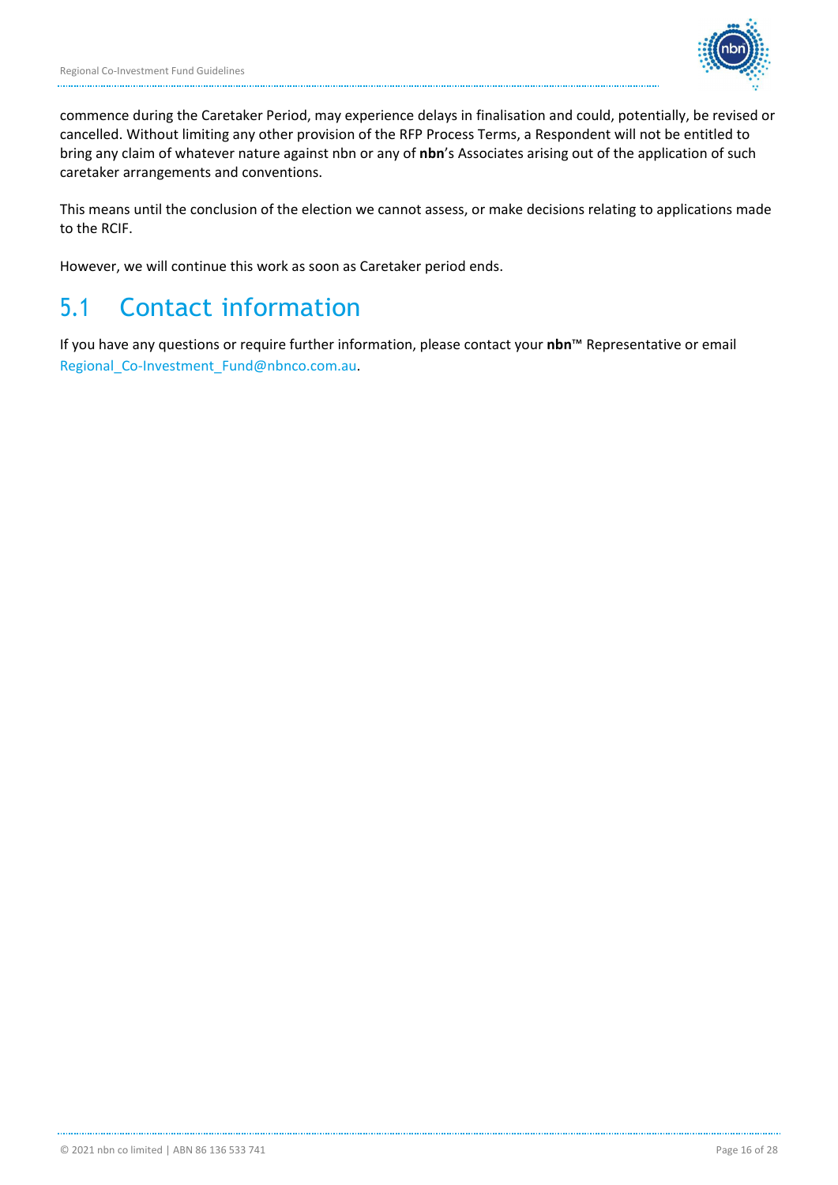commence during the Caretaker Period, may experience delays in finalisation and could, potentially, be revised or cancelled. Without limiting any other provision of the RFP Process Terms, a Respondent will not be entitled to bring any claim of whatever nature against nbn or any of **nbn**'s Associates arising out of the application of such caretaker arrangements and conventions.

This means until the conclusion of the election we cannot assess, or make decisions relating to applications made to the RCIF.

However, we will continue this work as soon as Caretaker period ends.

## 5.1 Contact information

If you have any questions or require further information, please contact your **nbn**™ Representative or email Regional_Co-Investment_Fund@nbnco.com.au.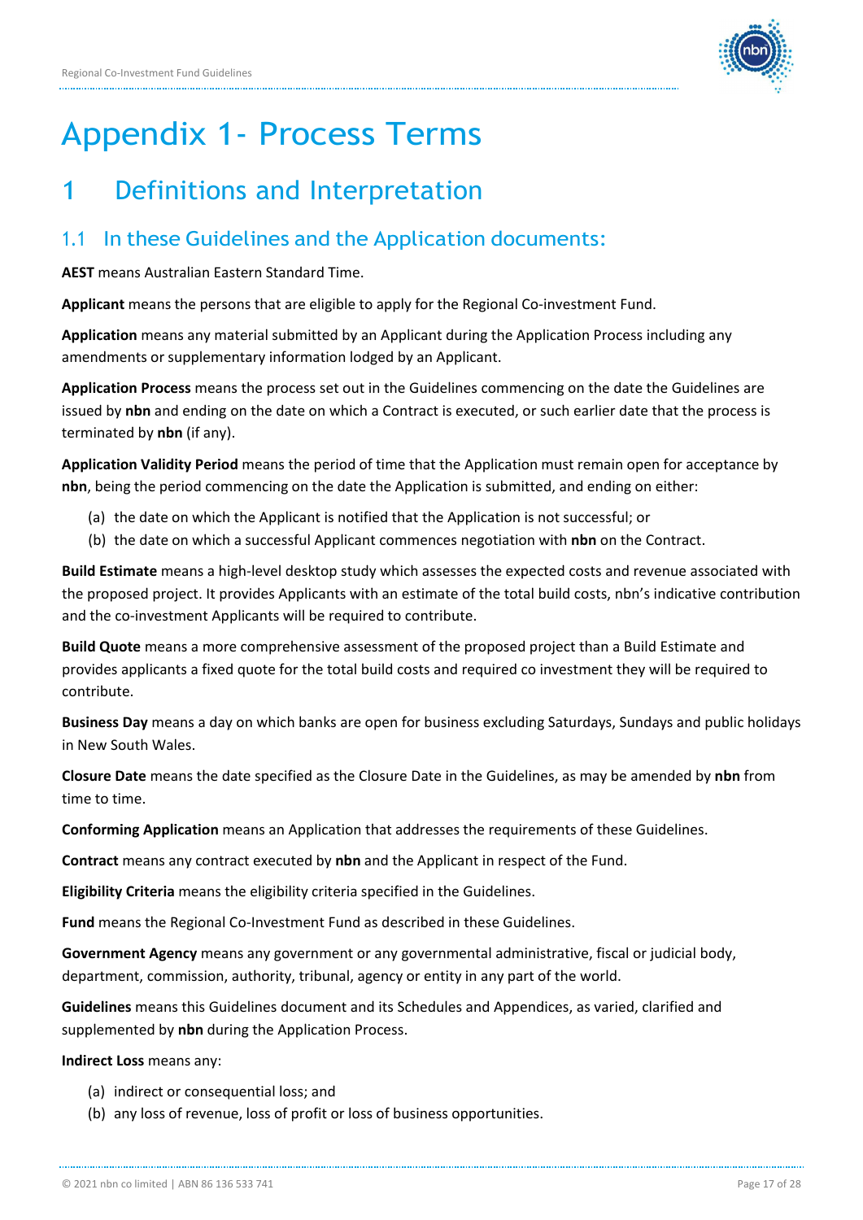# Appendix 1- Process Terms

## 1 Definitions and Interpretation

### 1.1 In these Guidelines and the Application documents:

**AEST** means Australian Eastern Standard Time.

**Applicant** means the persons that are eligible to apply for the Regional Co-investment Fund.

**Application** means any material submitted by an Applicant during the Application Process including any amendments or supplementary information lodged by an Applicant.

**Application Process** means the process set out in the Guidelines commencing on the date the Guidelines are issued by **nbn** and ending on the date on which a Contract is executed, or such earlier date that the process is terminated by **nbn** (if any).

**Application Validity Period** means the period of time that the Application must remain open for acceptance by **nbn**, being the period commencing on the date the Application is submitted, and ending on either:

(a) the date on which the Applicant is notified that the Application is not successful; or

(b) the date on which a successful Applicant commences negotiation with **nbn** on the Contract.

**Build Estimate** means a high-level desktop study which assesses the expected costs and revenue associated with the proposed project. It provides Applicants with an estimate of the total build costs, nbn's indicative contribution and the co-investment Applicants will be required to contribute.

**Build Quote** means a more comprehensive assessment of the proposed project than a Build Estimate and provides applicants a fixed quote for the total build costs and required co investment they will be required to contribute.

**Business Day** means a day on which banks are open for business excluding Saturdays, Sundays and public holidays in New South Wales.

**Closure Date** means the date specified as the Closure Date in the Guidelines, as may be amended by **nbn** from time to time.

**Conforming Application** means an Application that addresses the requirements of these Guidelines.

**Contract** means any contract executed by **nbn** and the Applicant in respect of the Fund.

**Eligibility Criteria** means the eligibility criteria specified in the Guidelines.

**Fund** means the Regional Co-Investment Fund as described in these Guidelines.

**Government Agency** means any government or any governmental administrative, fiscal or judicial body, department, commission, authority, tribunal, agency or entity in any part of the world.

**Guidelines** means this Guidelines document and its Schedules and Appendices, as varied, clarified and supplemented by **nbn** during the Application Process.

**Indirect Loss** means any:

(a) indirect or consequential loss; and

(b) any loss of revenue, loss of profit or loss of business opportunities.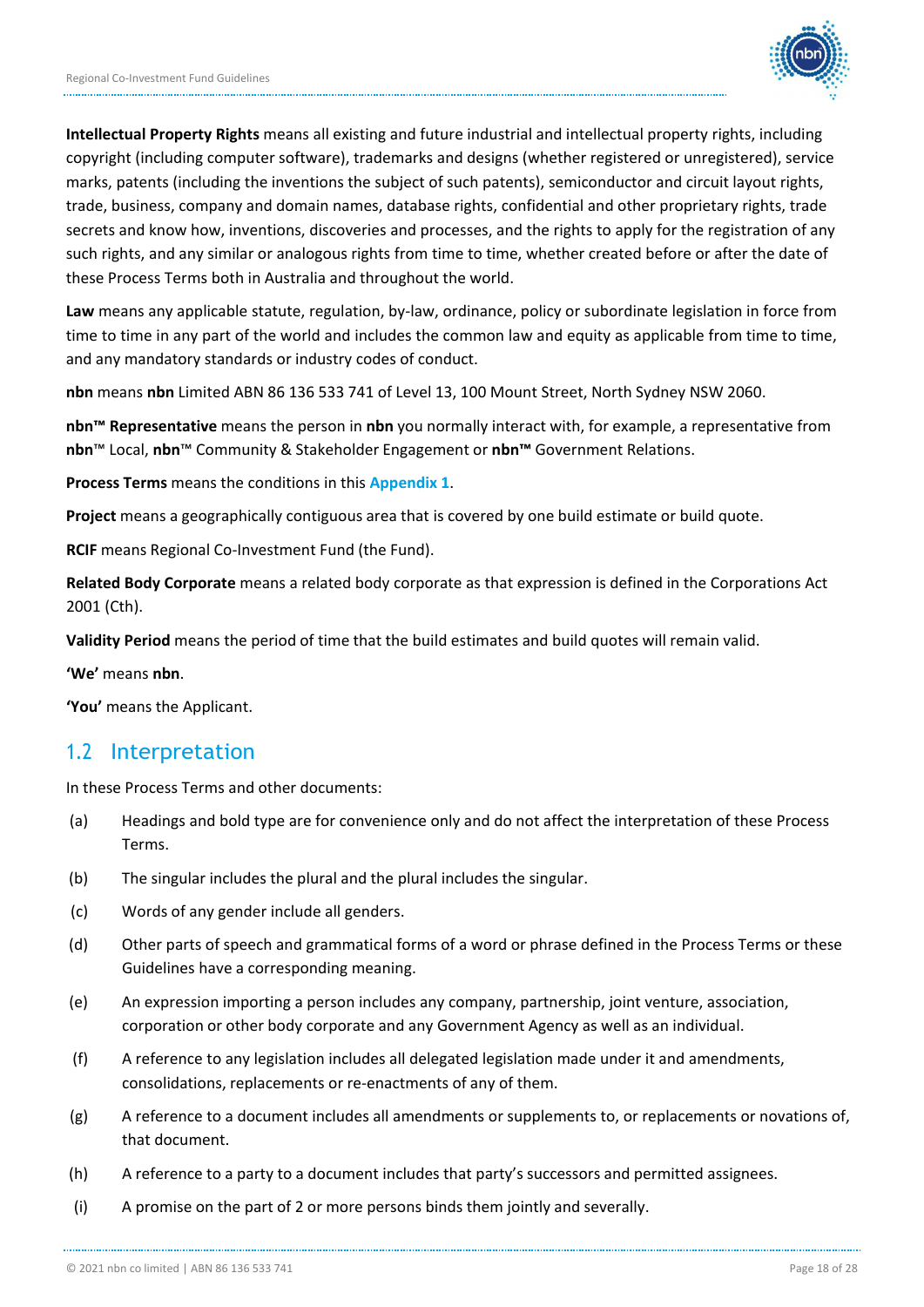**Intellectual Property Rights** means all existing and future industrial and intellectual property rights, including copyright (including computer software), trademarks and designs (whether registered or unregistered), service marks, patents (including the inventions the subject of such patents), semiconductor and circuit layout rights, trade, business, company and domain names, database rights, confidential and other proprietary rights, trade secrets and know how, inventions, discoveries and processes, and the rights to apply for the registration of any such rights, and any similar or analogous rights from time to time, whether created before or after the date of these Process Terms both in Australia and throughout the world.

**Law** means any applicable statute, regulation, by-law, ordinance, policy or subordinate legislation in force from time to time in any part of the world and includes the common law and equity as applicable from time to time, and any mandatory standards or industry codes of conduct.

**nbn** means **nbn** Limited ABN 86 136 533 741 of Level 13, 100 Mount Street, North Sydney NSW 2060.

**nbn™ Representative** means the person in **nbn** you normally interact with, for example, a representative from **nbn**™ Local, **nbn**™ Community & Stakeholder Engagement or **nbn™** Government Relations.

**Process Terms** means the conditions in this **Appendix 1**.

**Project** means a geographically contiguous area that is covered by one build estimate or build quote.

**RCIF** means Regional Co-Investment Fund (the Fund).

**Related Body Corporate** means a related body corporate as that expression is defined in the Corporations Act 2001 (Cth).

**Validity Period** means the period of time that the build estimates and build quotes will remain valid.

**'We'** means **nbn**.

**'You'** means the Applicant.

## 1.2 Interpretation

In these Process Terms and other documents:

(a) Headings and bold type are for convenience only and do not affect the interpretation of these Process Terms.

(b) The singular includes the plural and the plural includes the singular.

(c) Words of any gender include all genders.

(d) Other parts of speech and grammatical forms of a word or phrase defined in the Process Terms or these Guidelines have a corresponding meaning.

(e) An expression importing a person includes any company, partnership, joint venture, association, corporation or other body corporate and any Government Agency as well as an individual.

(f) A reference to any legislation includes all delegated legislation made under it and amendments, consolidations, replacements or re-enactments of any of them.

(g) A reference to a document includes all amendments or supplements to, or replacements or novations of, that document.

(h) A reference to a party to a document includes that party's successors and permitted assignees.

(i) A promise on the part of 2 or more persons binds them jointly and severally.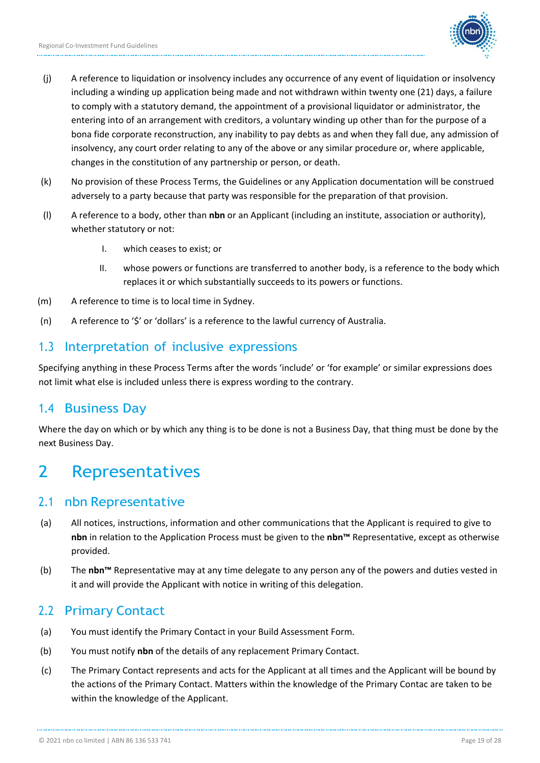(j) A reference to liquidation or insolvency includes any occurrence of any event of liquidation or insolvency including a winding up application being made and not withdrawn within twenty one (21) days, a failure to comply with a statutory demand, the appointment of a provisional liquidator or administrator, the entering into of an arrangement with creditors, a voluntary winding up other than for the purpose of a bona fide corporate reconstruction, any inability to pay debts as and when they fall due, any admission of insolvency, any court order relating to any of the above or any similar procedure or, where applicable, changes in the constitution of any partnership or person, or death.

(k) No provision of these Process Terms, the Guidelines or any Application documentation will be construed adversely to a party because that party was responsible for the preparation of that provision.

(l) A reference to a body, other than **nbn** or an Applicant (including an institute, association or authority), whether statutory or not:

  I. which ceases to exist; or

  II. whose powers or functions are transferred to another body, is a reference to the body which replaces it or which substantially succeeds to its powers or functions.

(m) A reference to time is to local time in Sydney.

(n) A reference to '$' or 'dollars' is a reference to the lawful currency of Australia.

## 1.3 Interpretation of inclusive expressions

Specifying anything in these Process Terms after the words 'include' or 'for example' or similar expressions does not limit what else is included unless there is express wording to the contrary.

## 1.4 Business Day

Where the day on which or by which any thing is to be done is not a Business Day, that thing must be done by the next Business Day.

# 2 Representatives

## 2.1 nbn Representative

(a) All notices, instructions, information and other communications that the Applicant is required to give to **nbn** in relation to the Application Process must be given to the **nbn™** Representative, except as otherwise provided.

(b) The **nbn™** Representative may at any time delegate to any person any of the powers and duties vested in it and will provide the Applicant with notice in writing of this delegation.

## 2.2 Primary Contact

(a) You must identify the Primary Contact in your Build Assessment Form.

(b) You must notify **nbn** of the details of any replacement Primary Contact.

(c) The Primary Contact represents and acts for the Applicant at all times and the Applicant will be bound by the actions of the Primary Contact. Matters within the knowledge of the Primary Contac are taken to be within the knowledge of the Applicant.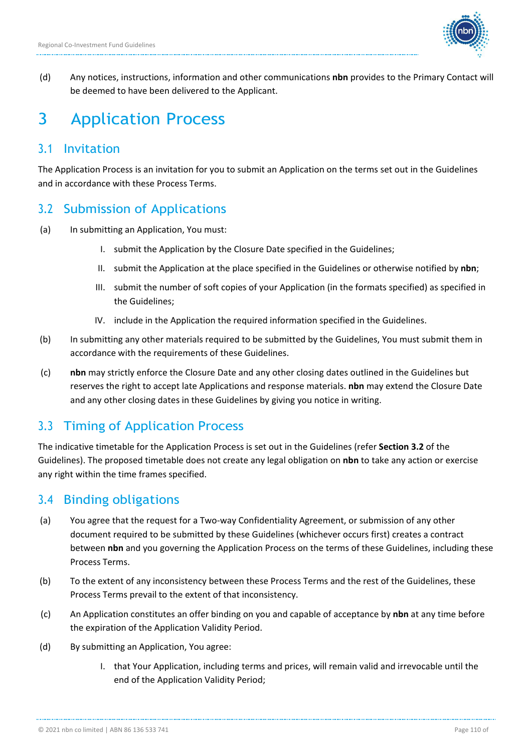(d) Any notices, instructions, information and other communications **nbn** provides to the Primary Contact will be deemed to have been delivered to the Applicant.

# 3 Application Process

## 3.1 Invitation

The Application Process is an invitation for you to submit an Application on the terms set out in the Guidelines and in accordance with these Process Terms.

## 3.2 Submission of Applications

(a) In submitting an Application, You must:

I. submit the Application by the Closure Date specified in the Guidelines;

II. submit the Application at the place specified in the Guidelines or otherwise notified by **nbn**;

III. submit the number of soft copies of your Application (in the formats specified) as specified in the Guidelines;

IV. include in the Application the required information specified in the Guidelines.

(b) In submitting any other materials required to be submitted by the Guidelines, You must submit them in accordance with the requirements of these Guidelines.

(c) **nbn** may strictly enforce the Closure Date and any other closing dates outlined in the Guidelines but reserves the right to accept late Applications and response materials. **nbn** may extend the Closure Date and any other closing dates in these Guidelines by giving you notice in writing.

## 3.3 Timing of Application Process

The indicative timetable for the Application Process is set out in the Guidelines (refer **Section 3.2** of the Guidelines). The proposed timetable does not create any legal obligation on **nbn** to take any action or exercise any right within the time frames specified.

## 3.4 Binding obligations

(a) You agree that the request for a Two-way Confidentiality Agreement, or submission of any other document required to be submitted by these Guidelines (whichever occurs first) creates a contract between **nbn** and you governing the Application Process on the terms of these Guidelines, including these Process Terms.

(b) To the extent of any inconsistency between these Process Terms and the rest of the Guidelines, these Process Terms prevail to the extent of that inconsistency.

(c) An Application constitutes an offer binding on you and capable of acceptance by **nbn** at any time before the expiration of the Application Validity Period.

(d) By submitting an Application, You agree:

I. that Your Application, including terms and prices, will remain valid and irrevocable until the end of the Application Validity Period;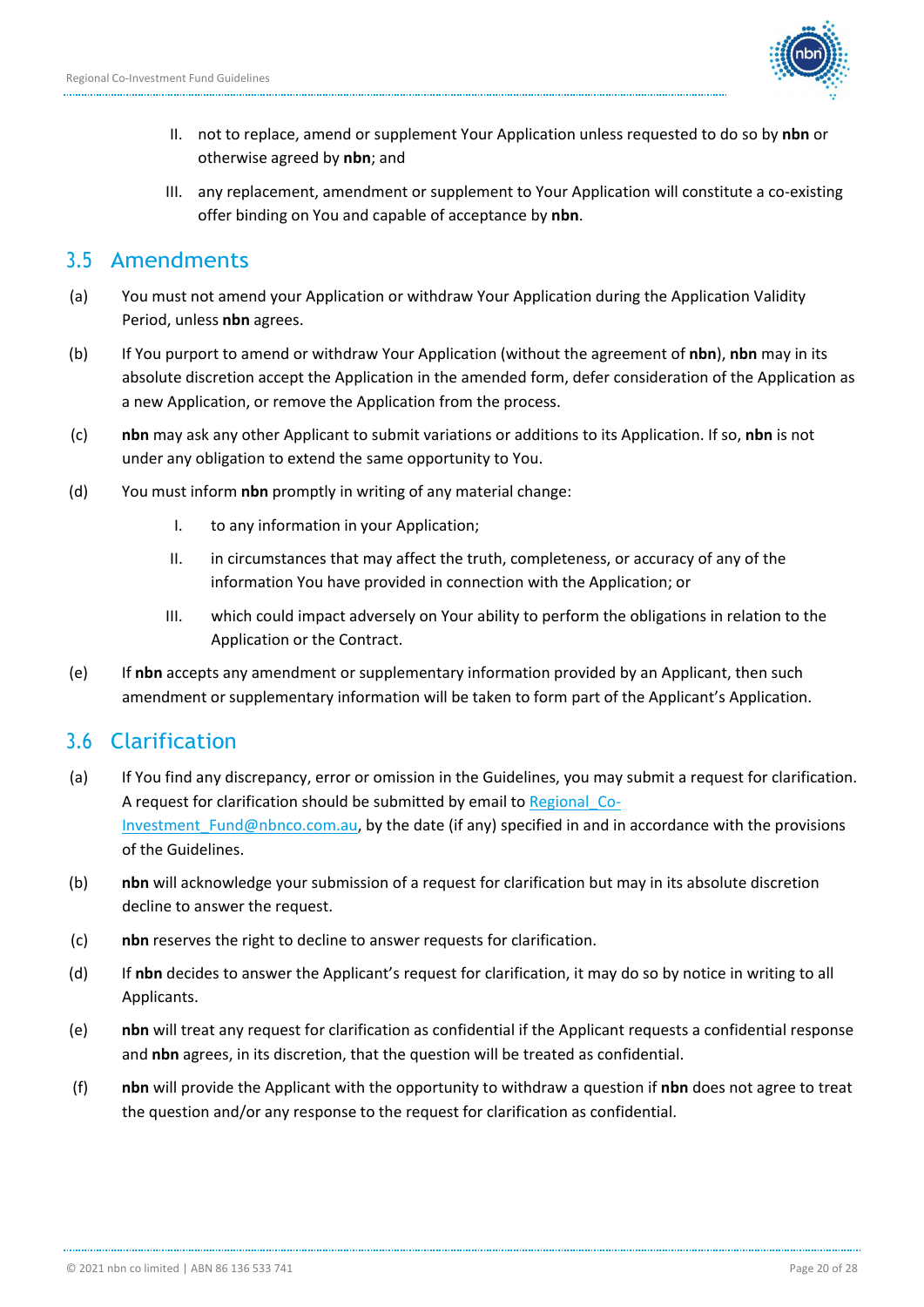II. not to replace, amend or supplement Your Application unless requested to do so by **nbn** or otherwise agreed by **nbn**; and

III. any replacement, amendment or supplement to Your Application will constitute a co-existing offer binding on You and capable of acceptance by **nbn**.

## 3.5 Amendments

(a) You must not amend your Application or withdraw Your Application during the Application Validity Period, unless **nbn** agrees.

(b) If You purport to amend or withdraw Your Application (without the agreement of **nbn**), **nbn** may in its absolute discretion accept the Application in the amended form, defer consideration of the Application as a new Application, or remove the Application from the process.

(c) **nbn** may ask any other Applicant to submit variations or additions to its Application. If so, **nbn** is not under any obligation to extend the same opportunity to You.

(d) You must inform **nbn** promptly in writing of any material change:

I. to any information in your Application;

II. in circumstances that may affect the truth, completeness, or accuracy of any of the information You have provided in connection with the Application; or

III. which could impact adversely on Your ability to perform the obligations in relation to the Application or the Contract.

(e) If **nbn** accepts any amendment or supplementary information provided by an Applicant, then such amendment or supplementary information will be taken to form part of the Applicant's Application.

## 3.6 Clarification

(a) If You find any discrepancy, error or omission in the Guidelines, you may submit a request for clarification. A request for clarification should be submitted by email to Regional_Co-Investment_Fund@nbnco.com.au, by the date (if any) specified in and in accordance with the provisions of the Guidelines.

(b) **nbn** will acknowledge your submission of a request for clarification but may in its absolute discretion decline to answer the request.

(c) **nbn** reserves the right to decline to answer requests for clarification.

(d) If **nbn** decides to answer the Applicant's request for clarification, it may do so by notice in writing to all Applicants.

(e) **nbn** will treat any request for clarification as confidential if the Applicant requests a confidential response and **nbn** agrees, in its discretion, that the question will be treated as confidential.

(f) **nbn** will provide the Applicant with the opportunity to withdraw a question if **nbn** does not agree to treat the question and/or any response to the request for clarification as confidential.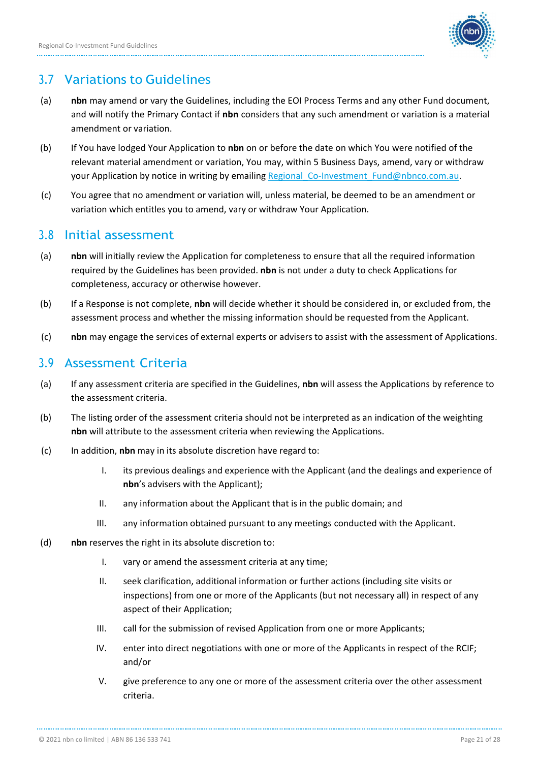## 3.7 Variations to Guidelines

(a) **nbn** may amend or vary the Guidelines, including the EOI Process Terms and any other Fund document, and will notify the Primary Contact if **nbn** considers that any such amendment or variation is a material amendment or variation.

(b) If You have lodged Your Application to **nbn** on or before the date on which You were notified of the relevant material amendment or variation, You may, within 5 Business Days, amend, vary or withdraw your Application by notice in writing by emailing Regional_Co-Investment_Fund@nbnco.com.au.

(c) You agree that no amendment or variation will, unless material, be deemed to be an amendment or variation which entitles you to amend, vary or withdraw Your Application.

## 3.8 Initial assessment

(a) **nbn** will initially review the Application for completeness to ensure that all the required information required by the Guidelines has been provided. **nbn** is not under a duty to check Applications for completeness, accuracy or otherwise however.

(b) If a Response is not complete, **nbn** will decide whether it should be considered in, or excluded from, the assessment process and whether the missing information should be requested from the Applicant.

(c) **nbn** may engage the services of external experts or advisers to assist with the assessment of Applications.

## 3.9 Assessment Criteria

(a) If any assessment criteria are specified in the Guidelines, **nbn** will assess the Applications by reference to the assessment criteria.

(b) The listing order of the assessment criteria should not be interpreted as an indication of the weighting **nbn** will attribute to the assessment criteria when reviewing the Applications.

(c) In addition, **nbn** may in its absolute discretion have regard to:

  I. its previous dealings and experience with the Applicant (and the dealings and experience of **nbn**'s advisers with the Applicant);

  II. any information about the Applicant that is in the public domain; and

  III. any information obtained pursuant to any meetings conducted with the Applicant.

(d) **nbn** reserves the right in its absolute discretion to:

  I. vary or amend the assessment criteria at any time;

  II. seek clarification, additional information or further actions (including site visits or inspections) from one or more of the Applicants (but not necessary all) in respect of any aspect of their Application;

  III. call for the submission of revised Application from one or more Applicants;

  IV. enter into direct negotiations with one or more of the Applicants in respect of the RCIF; and/or

  V. give preference to any one or more of the assessment criteria over the other assessment criteria.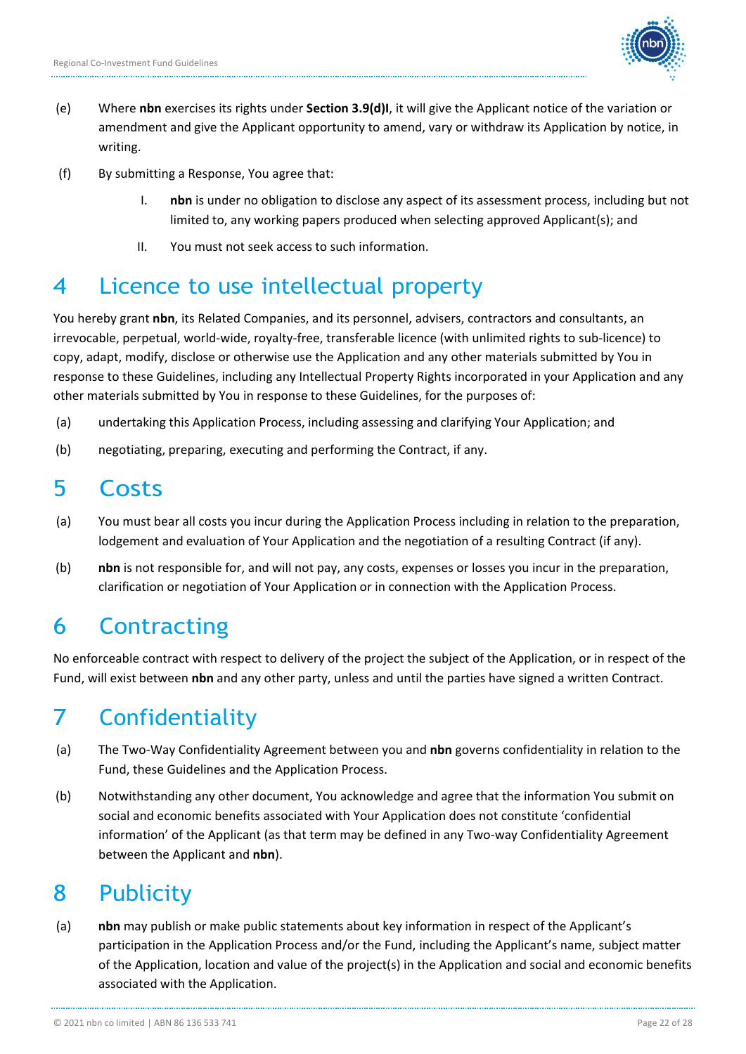(e) Where **nbn** exercises its rights under **Section 3.9(d)I**, it will give the Applicant notice of the variation or amendment and give the Applicant opportunity to amend, vary or withdraw its Application by notice, in writing.

(f) By submitting a Response, You agree that:

   I. **nbn** is under no obligation to disclose any aspect of its assessment process, including but not limited to, any working papers produced when selecting approved Applicant(s); and

   II. You must not seek access to such information.

# 4 Licence to use intellectual property

You hereby grant **nbn**, its Related Companies, and its personnel, advisers, contractors and consultants, an irrevocable, perpetual, world-wide, royalty-free, transferable licence (with unlimited rights to sub-licence) to copy, adapt, modify, disclose or otherwise use the Application and any other materials submitted by You in response to these Guidelines, including any Intellectual Property Rights incorporated in your Application and any other materials submitted by You in response to these Guidelines, for the purposes of:

(a) undertaking this Application Process, including assessing and clarifying Your Application; and

(b) negotiating, preparing, executing and performing the Contract, if any.

# 5 Costs

(a) You must bear all costs you incur during the Application Process including in relation to the preparation, lodgement and evaluation of Your Application and the negotiation of a resulting Contract (if any).

(b) **nbn** is not responsible for, and will not pay, any costs, expenses or losses you incur in the preparation, clarification or negotiation of Your Application or in connection with the Application Process.

# 6 Contracting

No enforceable contract with respect to delivery of the project the subject of the Application, or in respect of the Fund, will exist between **nbn** and any other party, unless and until the parties have signed a written Contract.

# 7 Confidentiality

(a) The Two-Way Confidentiality Agreement between you and **nbn** governs confidentiality in relation to the Fund, these Guidelines and the Application Process.

(b) Notwithstanding any other document, You acknowledge and agree that the information You submit on social and economic benefits associated with Your Application does not constitute 'confidential information' of the Applicant (as that term may be defined in any Two-way Confidentiality Agreement between the Applicant and **nbn**).

# 8 Publicity

(a) **nbn** may publish or make public statements about key information in respect of the Applicant's participation in the Application Process and/or the Fund, including the Applicant's name, subject matter of the Application, location and value of the project(s) in the Application and social and economic benefits associated with the Application.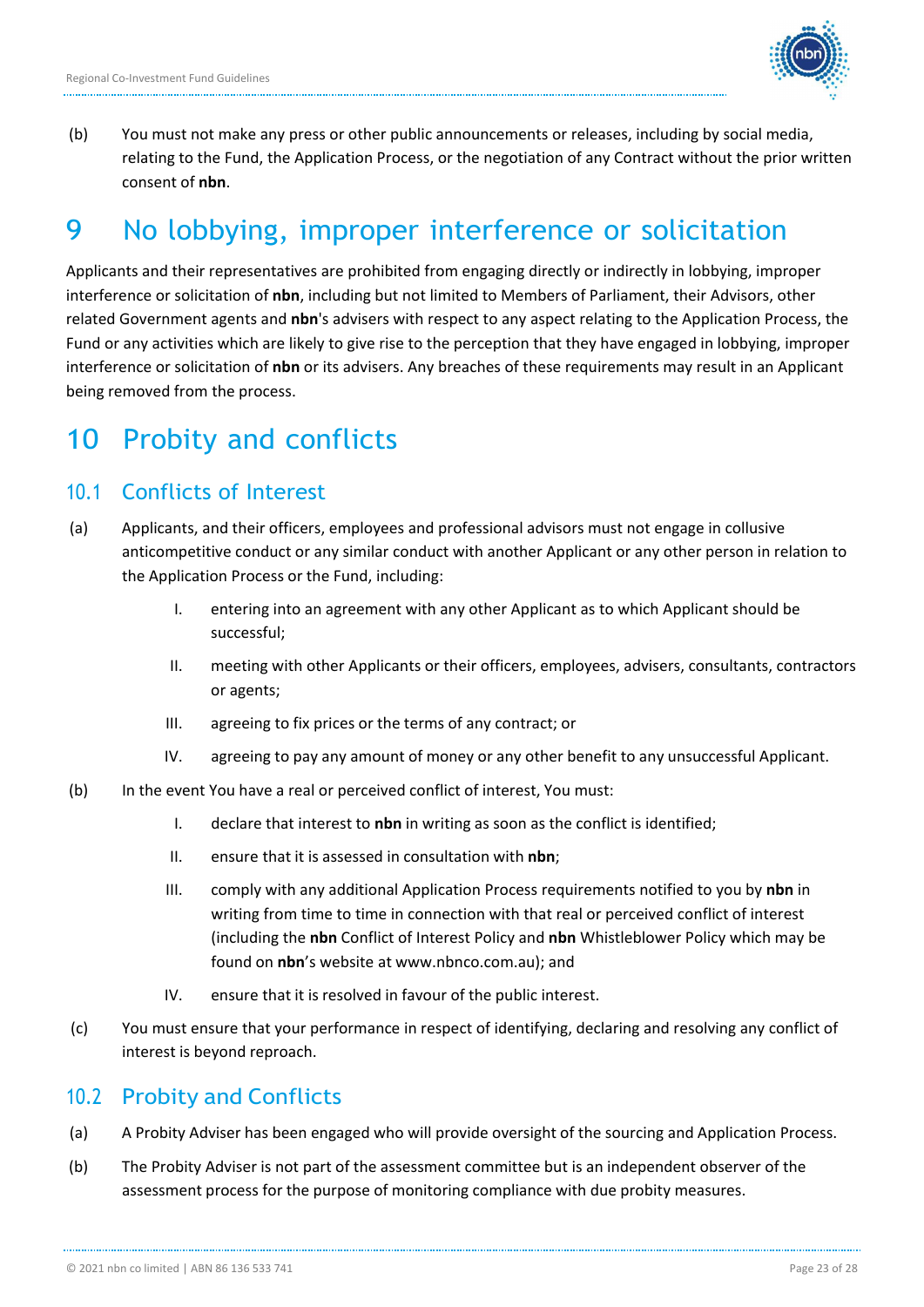(b) You must not make any press or other public announcements or releases, including by social media, relating to the Fund, the Application Process, or the negotiation of any Contract without the prior written consent of **nbn**.

# 9 No lobbying, improper interference or solicitation

Applicants and their representatives are prohibited from engaging directly or indirectly in lobbying, improper interference or solicitation of **nbn**, including but not limited to Members of Parliament, their Advisors, other related Government agents and **nbn**'s advisers with respect to any aspect relating to the Application Process, the Fund or any activities which are likely to give rise to the perception that they have engaged in lobbying, improper interference or solicitation of **nbn** or its advisers. Any breaches of these requirements may result in an Applicant being removed from the process.

# 10 Probity and conflicts

## 10.1 Conflicts of Interest

(a) Applicants, and their officers, employees and professional advisors must not engage in collusive anticompetitive conduct or any similar conduct with another Applicant or any other person in relation to the Application Process or the Fund, including:

I. entering into an agreement with any other Applicant as to which Applicant should be successful;

II. meeting with other Applicants or their officers, employees, advisers, consultants, contractors or agents;

III. agreeing to fix prices or the terms of any contract; or

IV. agreeing to pay any amount of money or any other benefit to any unsuccessful Applicant.

(b) In the event You have a real or perceived conflict of interest, You must:

I. declare that interest to **nbn** in writing as soon as the conflict is identified;

II. ensure that it is assessed in consultation with **nbn**;

III. comply with any additional Application Process requirements notified to you by **nbn** in writing from time to time in connection with that real or perceived conflict of interest (including the **nbn** Conflict of Interest Policy and **nbn** Whistleblower Policy which may be found on **nbn**'s website at www.nbnco.com.au); and

IV. ensure that it is resolved in favour of the public interest.

(c) You must ensure that your performance in respect of identifying, declaring and resolving any conflict of interest is beyond reproach.

## 10.2 Probity and Conflicts

(a) A Probity Adviser has been engaged who will provide oversight of the sourcing and Application Process.

(b) The Probity Adviser is not part of the assessment committee but is an independent observer of the assessment process for the purpose of monitoring compliance with due probity measures.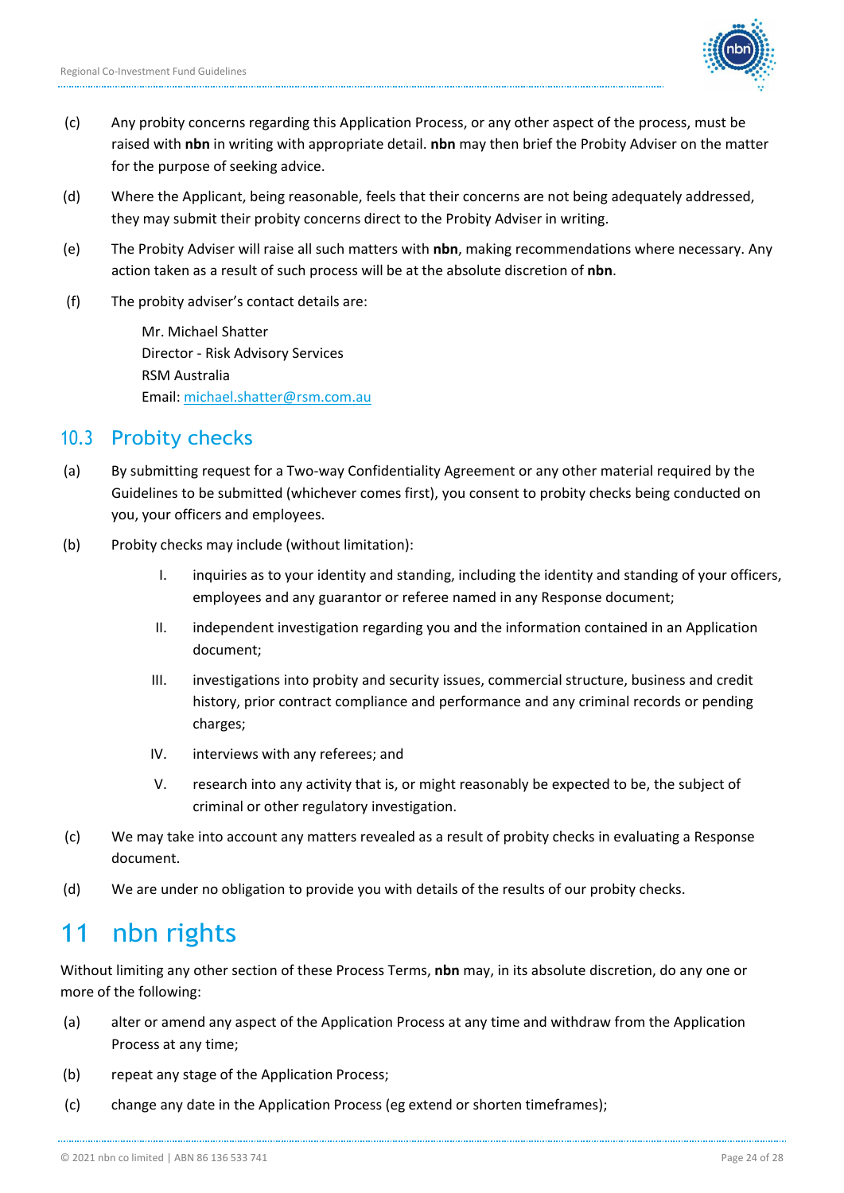(c) Any probity concerns regarding this Application Process, or any other aspect of the process, must be raised with **nbn** in writing with appropriate detail. **nbn** may then brief the Probity Adviser on the matter for the purpose of seeking advice.

(d) Where the Applicant, being reasonable, feels that their concerns are not being adequately addressed, they may submit their probity concerns direct to the Probity Adviser in writing.

(e) The Probity Adviser will raise all such matters with **nbn**, making recommendations where necessary. Any action taken as a result of such process will be at the absolute discretion of **nbn**.

(f) The probity adviser's contact details are:

Mr. Michael Shatter
Director - Risk Advisory Services
RSM Australia
Email: michael.shatter@rsm.com.au

## 10.3 Probity checks

(a) By submitting request for a Two-way Confidentiality Agreement or any other material required by the Guidelines to be submitted (whichever comes first), you consent to probity checks being conducted on you, your officers and employees.

(b) Probity checks may include (without limitation):

I. inquiries as to your identity and standing, including the identity and standing of your officers, employees and any guarantor or referee named in any Response document;

II. independent investigation regarding you and the information contained in an Application document;

III. investigations into probity and security issues, commercial structure, business and credit history, prior contract compliance and performance and any criminal records or pending charges;

IV. interviews with any referees; and

V. research into any activity that is, or might reasonably be expected to be, the subject of criminal or other regulatory investigation.

(c) We may take into account any matters revealed as a result of probity checks in evaluating a Response document.

(d) We are under no obligation to provide you with details of the results of our probity checks.

# 11 nbn rights

Without limiting any other section of these Process Terms, **nbn** may, in its absolute discretion, do any one or more of the following:

(a) alter or amend any aspect of the Application Process at any time and withdraw from the Application Process at any time;

(b) repeat any stage of the Application Process;

(c) change any date in the Application Process (eg extend or shorten timeframes);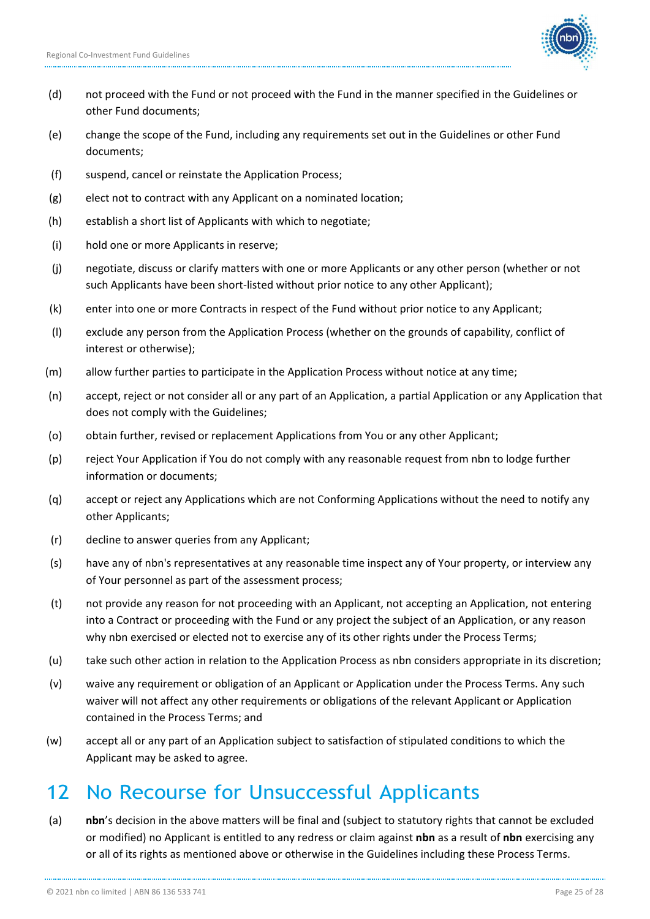(d) not proceed with the Fund or not proceed with the Fund in the manner specified in the Guidelines or other Fund documents;

(e) change the scope of the Fund, including any requirements set out in the Guidelines or other Fund documents;

(f) suspend, cancel or reinstate the Application Process;

(g) elect not to contract with any Applicant on a nominated location;

(h) establish a short list of Applicants with which to negotiate;

(i) hold one or more Applicants in reserve;

(j) negotiate, discuss or clarify matters with one or more Applicants or any other person (whether or not such Applicants have been short-listed without prior notice to any other Applicant);

(k) enter into one or more Contracts in respect of the Fund without prior notice to any Applicant;

(l) exclude any person from the Application Process (whether on the grounds of capability, conflict of interest or otherwise);

(m) allow further parties to participate in the Application Process without notice at any time;

(n) accept, reject or not consider all or any part of an Application, a partial Application or any Application that does not comply with the Guidelines;

(o) obtain further, revised or replacement Applications from You or any other Applicant;

(p) reject Your Application if You do not comply with any reasonable request from nbn to lodge further information or documents;

(q) accept or reject any Applications which are not Conforming Applications without the need to notify any other Applicants;

(r) decline to answer queries from any Applicant;

(s) have any of nbn's representatives at any reasonable time inspect any of Your property, or interview any of Your personnel as part of the assessment process;

(t) not provide any reason for not proceeding with an Applicant, not accepting an Application, not entering into a Contract or proceeding with the Fund or any project the subject of an Application, or any reason why nbn exercised or elected not to exercise any of its other rights under the Process Terms;

(u) take such other action in relation to the Application Process as nbn considers appropriate in its discretion;

(v) waive any requirement or obligation of an Applicant or Application under the Process Terms. Any such waiver will not affect any other requirements or obligations of the relevant Applicant or Application contained in the Process Terms; and

(w) accept all or any part of an Application subject to satisfaction of stipulated conditions to which the Applicant may be asked to agree.

# 12 No Recourse for Unsuccessful Applicants

(a) **nbn**'s decision in the above matters will be final and (subject to statutory rights that cannot be excluded or modified) no Applicant is entitled to any redress or claim against **nbn** as a result of **nbn** exercising any or all of its rights as mentioned above or otherwise in the Guidelines including these Process Terms.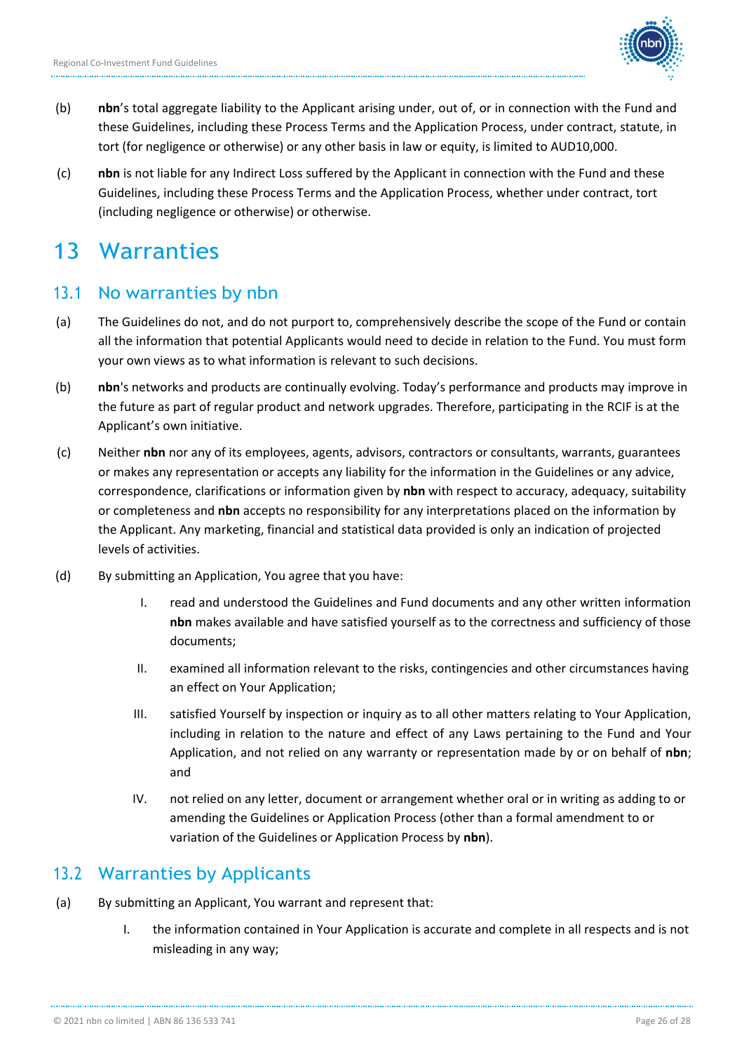(b) **nbn**'s total aggregate liability to the Applicant arising under, out of, or in connection with the Fund and these Guidelines, including these Process Terms and the Application Process, under contract, statute, in tort (for negligence or otherwise) or any other basis in law or equity, is limited to AUD10,000.

(c) **nbn** is not liable for any Indirect Loss suffered by the Applicant in connection with the Fund and these Guidelines, including these Process Terms and the Application Process, whether under contract, tort (including negligence or otherwise) or otherwise.

# 13 Warranties

## 13.1 No warranties by nbn

(a) The Guidelines do not, and do not purport to, comprehensively describe the scope of the Fund or contain all the information that potential Applicants would need to decide in relation to the Fund. You must form your own views as to what information is relevant to such decisions.

(b) **nbn**'s networks and products are continually evolving. Today's performance and products may improve in the future as part of regular product and network upgrades. Therefore, participating in the RCIF is at the Applicant's own initiative.

(c) Neither **nbn** nor any of its employees, agents, advisors, contractors or consultants, warrants, guarantees or makes any representation or accepts any liability for the information in the Guidelines or any advice, correspondence, clarifications or information given by **nbn** with respect to accuracy, adequacy, suitability or completeness and **nbn** accepts no responsibility for any interpretations placed on the information by the Applicant. Any marketing, financial and statistical data provided is only an indication of projected levels of activities.

(d) By submitting an Application, You agree that you have:

I. read and understood the Guidelines and Fund documents and any other written information **nbn** makes available and have satisfied yourself as to the correctness and sufficiency of those documents;

II. examined all information relevant to the risks, contingencies and other circumstances having an effect on Your Application;

III. satisfied Yourself by inspection or inquiry as to all other matters relating to Your Application, including in relation to the nature and effect of any Laws pertaining to the Fund and Your Application, and not relied on any warranty or representation made by or on behalf of **nbn**; and

IV. not relied on any letter, document or arrangement whether oral or in writing as adding to or amending the Guidelines or Application Process (other than a formal amendment to or variation of the Guidelines or Application Process by **nbn**).

## 13.2 Warranties by Applicants

(a) By submitting an Applicant, You warrant and represent that:

I. the information contained in Your Application is accurate and complete in all respects and is not misleading in any way;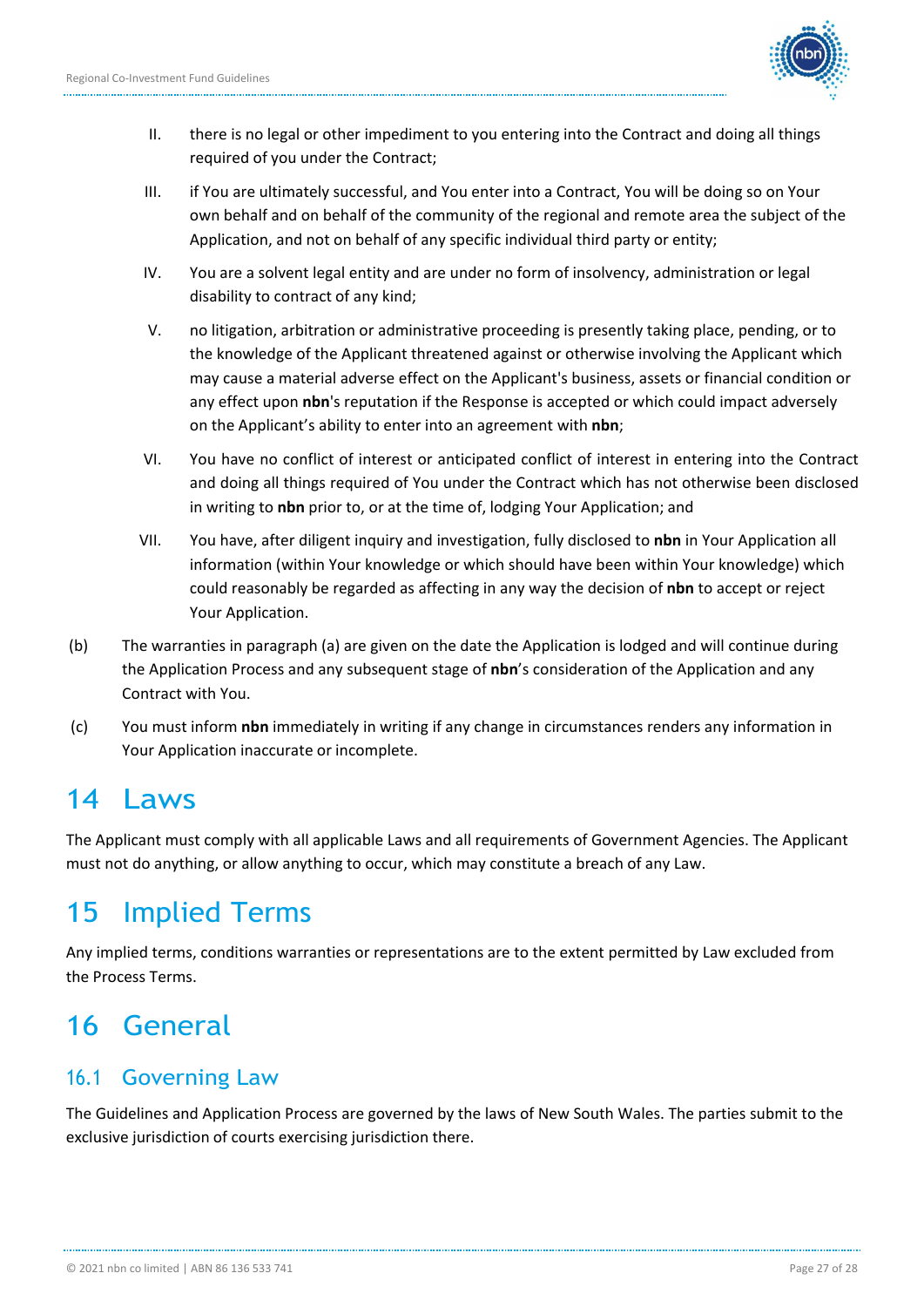II. there is no legal or other impediment to you entering into the Contract and doing all things required of you under the Contract;

III. if You are ultimately successful, and You enter into a Contract, You will be doing so on Your own behalf and on behalf of the community of the regional and remote area the subject of the Application, and not on behalf of any specific individual third party or entity;

IV. You are a solvent legal entity and are under no form of insolvency, administration or legal disability to contract of any kind;

V. no litigation, arbitration or administrative proceeding is presently taking place, pending, or to the knowledge of the Applicant threatened against or otherwise involving the Applicant which may cause a material adverse effect on the Applicant's business, assets or financial condition or any effect upon **nbn**'s reputation if the Response is accepted or which could impact adversely on the Applicant's ability to enter into an agreement with **nbn**;

VI. You have no conflict of interest or anticipated conflict of interest in entering into the Contract and doing all things required of You under the Contract which has not otherwise been disclosed in writing to **nbn** prior to, or at the time of, lodging Your Application; and

VII. You have, after diligent inquiry and investigation, fully disclosed to **nbn** in Your Application all information (within Your knowledge or which should have been within Your knowledge) which could reasonably be regarded as affecting in any way the decision of **nbn** to accept or reject Your Application.

(b) The warranties in paragraph (a) are given on the date the Application is lodged and will continue during the Application Process and any subsequent stage of **nbn**'s consideration of the Application and any Contract with You.

(c) You must inform **nbn** immediately in writing if any change in circumstances renders any information in Your Application inaccurate or incomplete.

# 14 Laws

The Applicant must comply with all applicable Laws and all requirements of Government Agencies. The Applicant must not do anything, or allow anything to occur, which may constitute a breach of any Law.

# 15 Implied Terms

Any implied terms, conditions warranties or representations are to the extent permitted by Law excluded from the Process Terms.

# 16 General

## 16.1 Governing Law

The Guidelines and Application Process are governed by the laws of New South Wales. The parties submit to the exclusive jurisdiction of courts exercising jurisdiction there.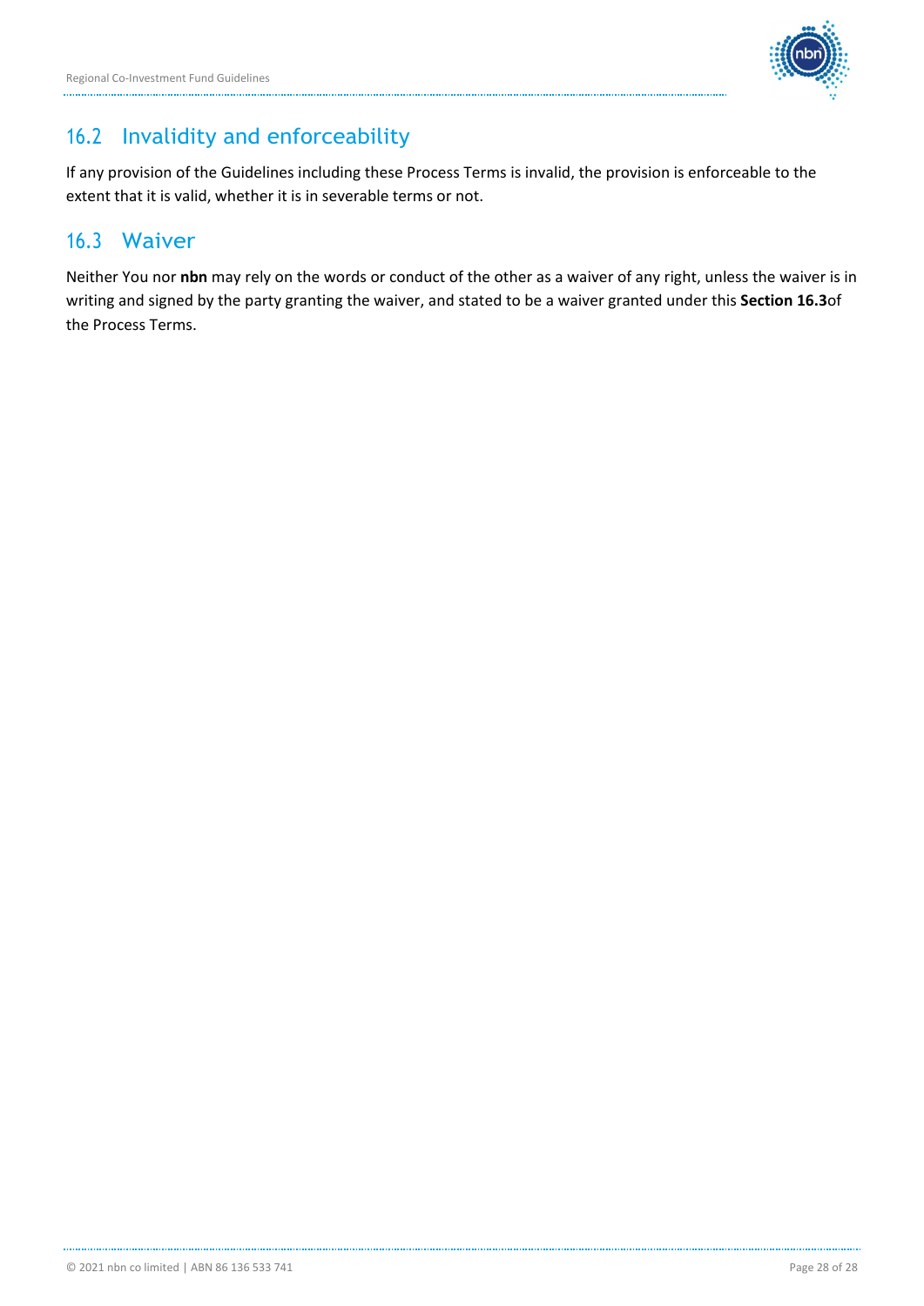## 16.2 Invalidity and enforceability

If any provision of the Guidelines including these Process Terms is invalid, the provision is enforceable to the extent that it is valid, whether it is in severable terms or not.

## 16.3 Waiver

Neither You nor **nbn** may rely on the words or conduct of the other as a waiver of any right, unless the waiver is in writing and signed by the party granting the waiver, and stated to be a waiver granted under this **Section 16.3**of the Process Terms.